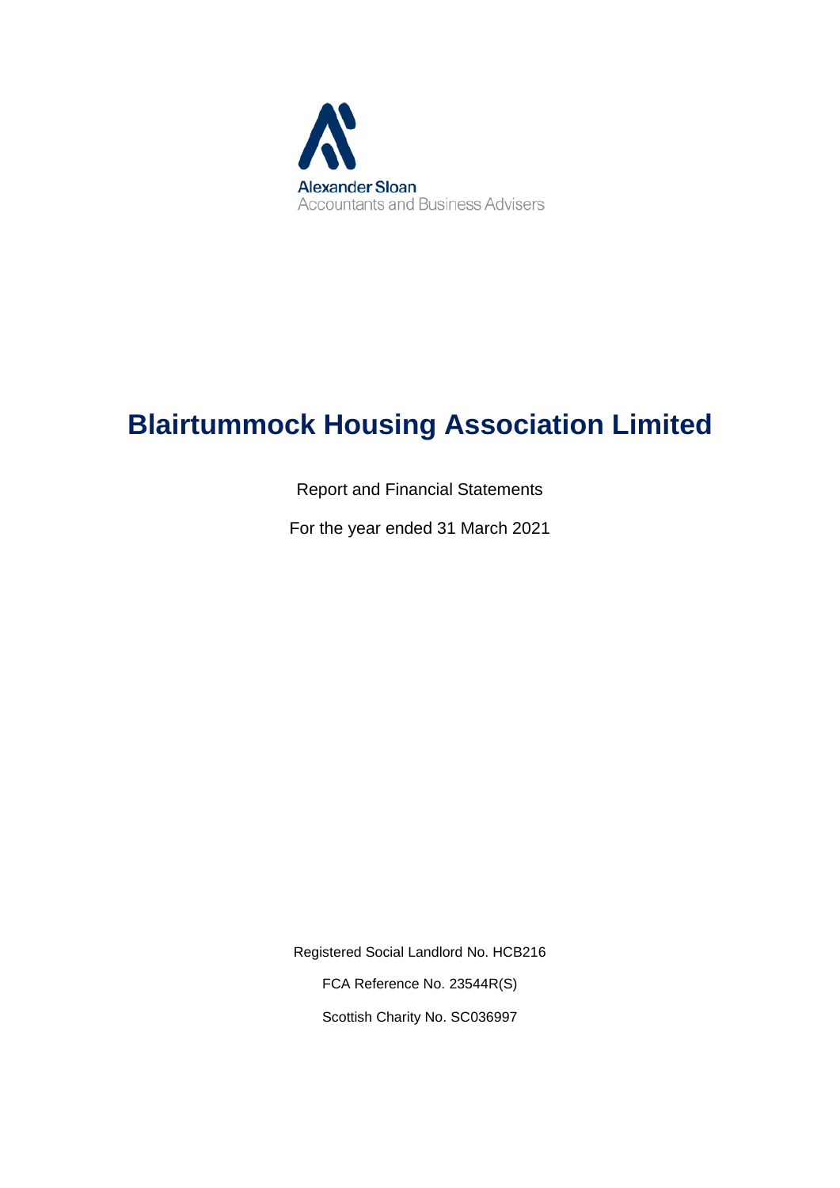Alexander Sloan
Accountants and Business Advisers

# Blairtummock Housing Association Limited

Report and Financial Statements

For the year ended 31 March 2021

Registered Social Landlord No. HCB216

FCA Reference No. 23544R(S)

Scottish Charity No. SC036997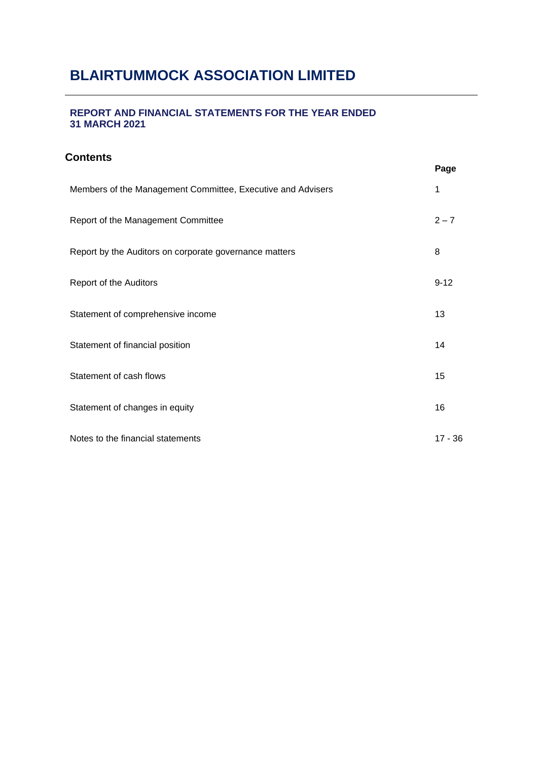# BLAIRTUMMOCK ASSOCIATION LIMITED

## REPORT AND FINANCIAL STATEMENTS FOR THE YEAR ENDED 31 MARCH 2021

## Contents

| | Page |
|---|---|
| Members of the Management Committee, Executive and Advisers | 1 |
| Report of the Management Committee | 2 – 7 |
| Report by the Auditors on corporate governance matters | 8 |
| Report of the Auditors | 9-12 |
| Statement of comprehensive income | 13 |
| Statement of financial position | 14 |
| Statement of cash flows | 15 |
| Statement of changes in equity | 16 |
| Notes to the financial statements | 17 - 36 |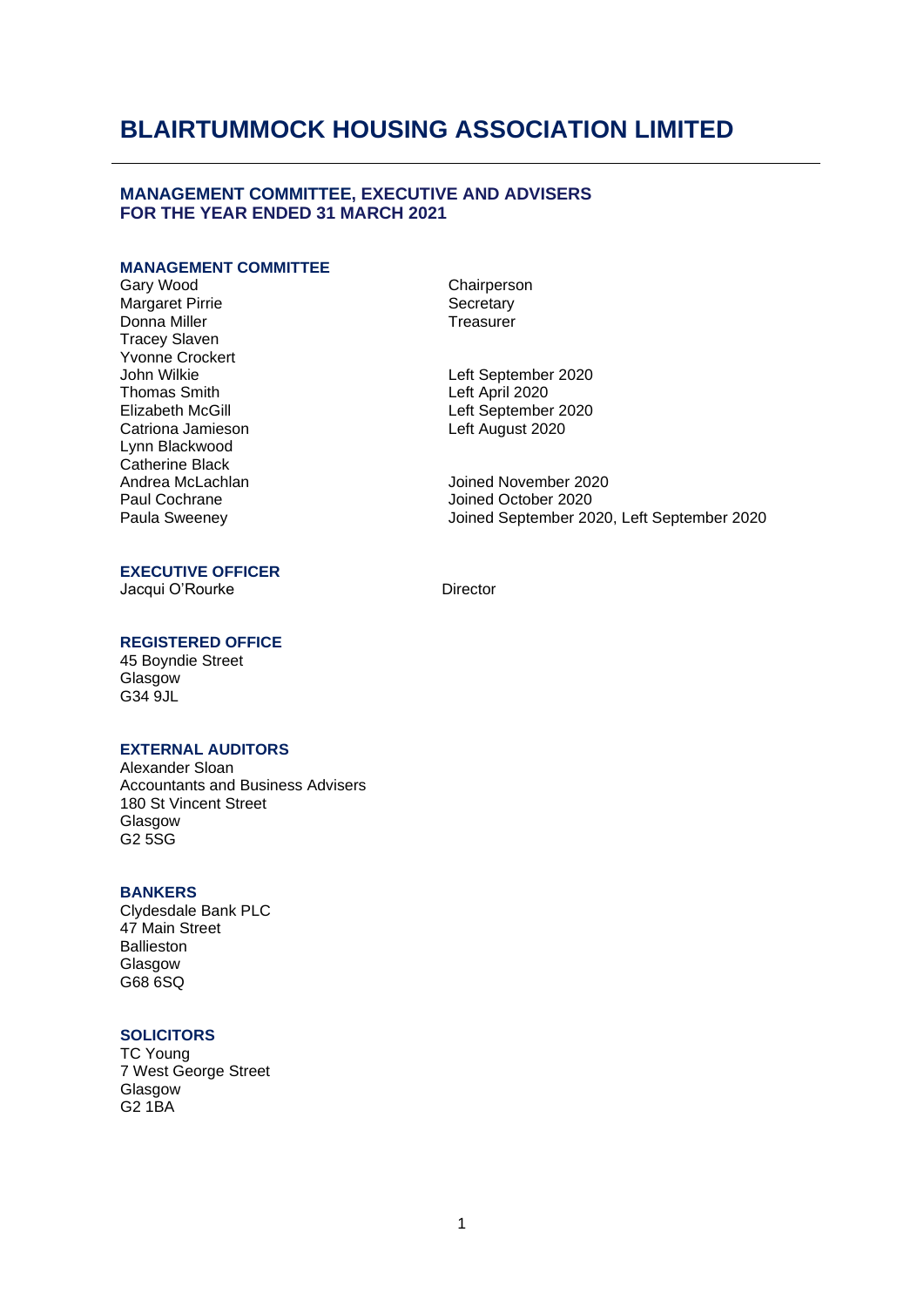# BLAIRTUMMOCK HOUSING ASSOCIATION LIMITED

## MANAGEMENT COMMITTEE, EXECUTIVE AND ADVISERS FOR THE YEAR ENDED 31 MARCH 2021

### MANAGEMENT COMMITTEE

| | |
|---|---|
| Gary Wood | Chairperson |
| Margaret Pirrie | Secretary |
| Donna Miller | Treasurer |
| Tracey Slaven | |
| Yvonne Crockert | |
| John Wilkie | Left September 2020 |
| Thomas Smith | Left April 2020 |
| Elizabeth McGill | Left September 2020 |
| Catriona Jamieson | Left August 2020 |
| Lynn Blackwood | |
| Catherine Black | |
| Andrea McLachlan | Joined November 2020 |
| Paul Cochrane | Joined October 2020 |
| Paula Sweeney | Joined September 2020, Left September 2020 |

### EXECUTIVE OFFICER

Jacqui O'Rourke — Director

### REGISTERED OFFICE

45 Boyndie Street
Glasgow
G34 9JL

### EXTERNAL AUDITORS

Alexander Sloan
Accountants and Business Advisers
180 St Vincent Street
Glasgow
G2 5SG

### BANKERS

Clydesdale Bank PLC
47 Main Street
Ballieston
Glasgow
G68 6SQ

### SOLICITORS

TC Young
7 West George Street
Glasgow
G2 1BA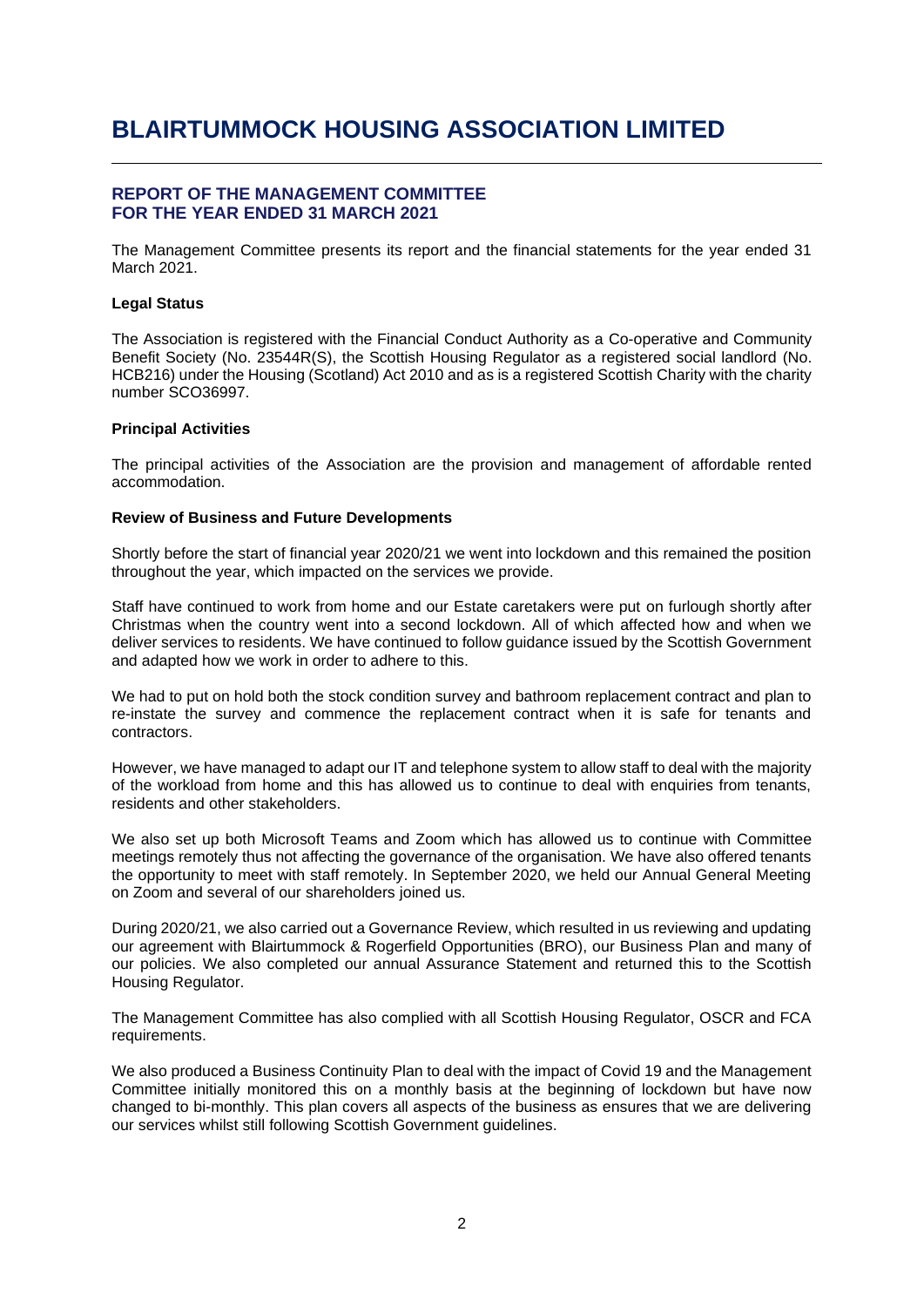# BLAIRTUMMOCK HOUSING ASSOCIATION LIMITED

## REPORT OF THE MANAGEMENT COMMITTEE FOR THE YEAR ENDED 31 MARCH 2021

The Management Committee presents its report and the financial statements for the year ended 31 March 2021.

### Legal Status

The Association is registered with the Financial Conduct Authority as a Co-operative and Community Benefit Society (No. 23544R(S), the Scottish Housing Regulator as a registered social landlord (No. HCB216) under the Housing (Scotland) Act 2010 and as is a registered Scottish Charity with the charity number SCO36997.

### Principal Activities

The principal activities of the Association are the provision and management of affordable rented accommodation.

### Review of Business and Future Developments

Shortly before the start of financial year 2020/21 we went into lockdown and this remained the position throughout the year, which impacted on the services we provide.

Staff have continued to work from home and our Estate caretakers were put on furlough shortly after Christmas when the country went into a second lockdown. All of which affected how and when we deliver services to residents. We have continued to follow guidance issued by the Scottish Government and adapted how we work in order to adhere to this.

We had to put on hold both the stock condition survey and bathroom replacement contract and plan to re-instate the survey and commence the replacement contract when it is safe for tenants and contractors.

However, we have managed to adapt our IT and telephone system to allow staff to deal with the majority of the workload from home and this has allowed us to continue to deal with enquiries from tenants, residents and other stakeholders.

We also set up both Microsoft Teams and Zoom which has allowed us to continue with Committee meetings remotely thus not affecting the governance of the organisation. We have also offered tenants the opportunity to meet with staff remotely. In September 2020, we held our Annual General Meeting on Zoom and several of our shareholders joined us.

During 2020/21, we also carried out a Governance Review, which resulted in us reviewing and updating our agreement with Blairtummock & Rogerfield Opportunities (BRO), our Business Plan and many of our policies. We also completed our annual Assurance Statement and returned this to the Scottish Housing Regulator.

The Management Committee has also complied with all Scottish Housing Regulator, OSCR and FCA requirements.

We also produced a Business Continuity Plan to deal with the impact of Covid 19 and the Management Committee initially monitored this on a monthly basis at the beginning of lockdown but have now changed to bi-monthly. This plan covers all aspects of the business as ensures that we are delivering our services whilst still following Scottish Government guidelines.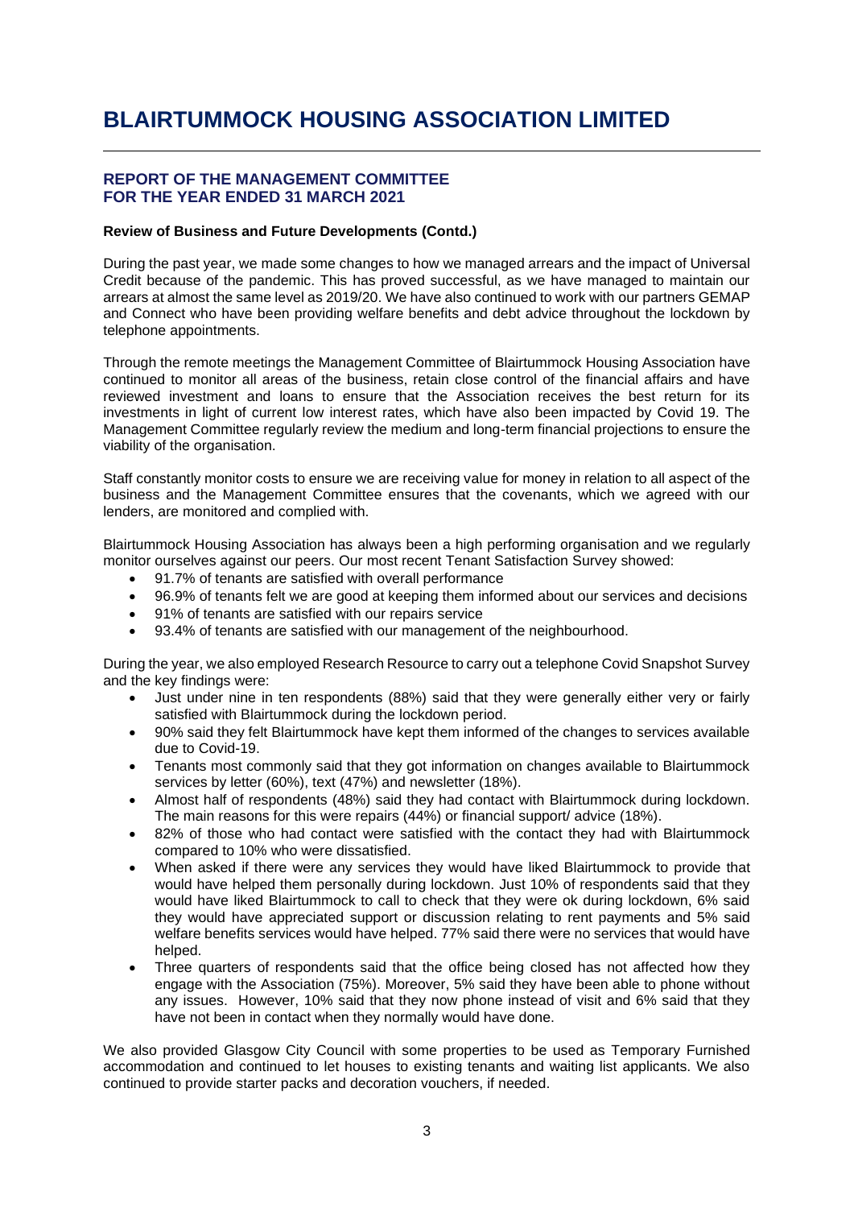# BLAIRTUMMOCK HOUSING ASSOCIATION LIMITED

## REPORT OF THE MANAGEMENT COMMITTEE
## FOR THE YEAR ENDED 31 MARCH 2021

**Review of Business and Future Developments (Contd.)**

During the past year, we made some changes to how we managed arrears and the impact of Universal Credit because of the pandemic. This has proved successful, as we have managed to maintain our arrears at almost the same level as 2019/20. We have also continued to work with our partners GEMAP and Connect who have been providing welfare benefits and debt advice throughout the lockdown by telephone appointments.

Through the remote meetings the Management Committee of Blairtummock Housing Association have continued to monitor all areas of the business, retain close control of the financial affairs and have reviewed investment and loans to ensure that the Association receives the best return for its investments in light of current low interest rates, which have also been impacted by Covid 19. The Management Committee regularly review the medium and long-term financial projections to ensure the viability of the organisation.

Staff constantly monitor costs to ensure we are receiving value for money in relation to all aspect of the business and the Management Committee ensures that the covenants, which we agreed with our lenders, are monitored and complied with.

Blairtummock Housing Association has always been a high performing organisation and we regularly monitor ourselves against our peers. Our most recent Tenant Satisfaction Survey showed:

- 91.7% of tenants are satisfied with overall performance
- 96.9% of tenants felt we are good at keeping them informed about our services and decisions
- 91% of tenants are satisfied with our repairs service
- 93.4% of tenants are satisfied with our management of the neighbourhood.

During the year, we also employed Research Resource to carry out a telephone Covid Snapshot Survey and the key findings were:

- Just under nine in ten respondents (88%) said that they were generally either very or fairly satisfied with Blairtummock during the lockdown period.
- 90% said they felt Blairtummock have kept them informed of the changes to services available due to Covid-19.
- Tenants most commonly said that they got information on changes available to Blairtummock services by letter (60%), text (47%) and newsletter (18%).
- Almost half of respondents (48%) said they had contact with Blairtummock during lockdown. The main reasons for this were repairs (44%) or financial support/ advice (18%).
- 82% of those who had contact were satisfied with the contact they had with Blairtummock compared to 10% who were dissatisfied.
- When asked if there were any services they would have liked Blairtummock to provide that would have helped them personally during lockdown. Just 10% of respondents said that they would have liked Blairtummock to call to check that they were ok during lockdown, 6% said they would have appreciated support or discussion relating to rent payments and 5% said welfare benefits services would have helped. 77% said there were no services that would have helped.
- Three quarters of respondents said that the office being closed has not affected how they engage with the Association (75%). Moreover, 5% said they have been able to phone without any issues. However, 10% said that they now phone instead of visit and 6% said that they have not been in contact when they normally would have done.

We also provided Glasgow City Council with some properties to be used as Temporary Furnished accommodation and continued to let houses to existing tenants and waiting list applicants. We also continued to provide starter packs and decoration vouchers, if needed.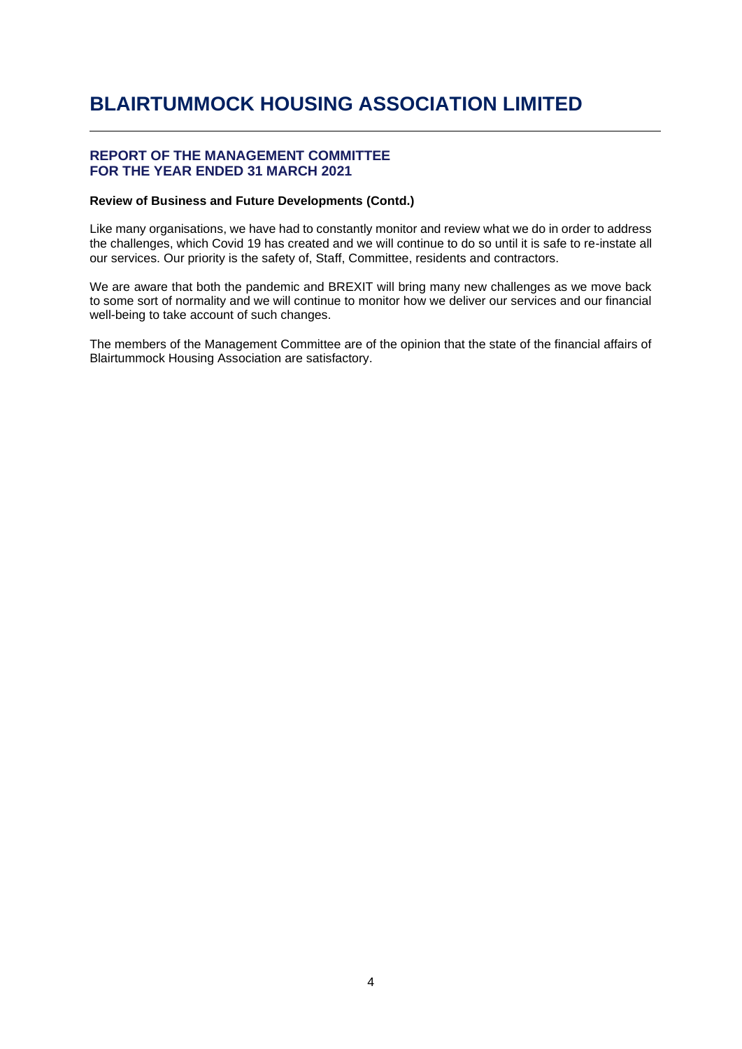# BLAIRTUMMOCK HOUSING ASSOCIATION LIMITED

## REPORT OF THE MANAGEMENT COMMITTEE
## FOR THE YEAR ENDED 31 MARCH 2021

**Review of Business and Future Developments (Contd.)**

Like many organisations, we have had to constantly monitor and review what we do in order to address the challenges, which Covid 19 has created and we will continue to do so until it is safe to re-instate all our services. Our priority is the safety of, Staff, Committee, residents and contractors.

We are aware that both the pandemic and BREXIT will bring many new challenges as we move back to some sort of normality and we will continue to monitor how we deliver our services and our financial well-being to take account of such changes.

The members of the Management Committee are of the opinion that the state of the financial affairs of Blairtummock Housing Association are satisfactory.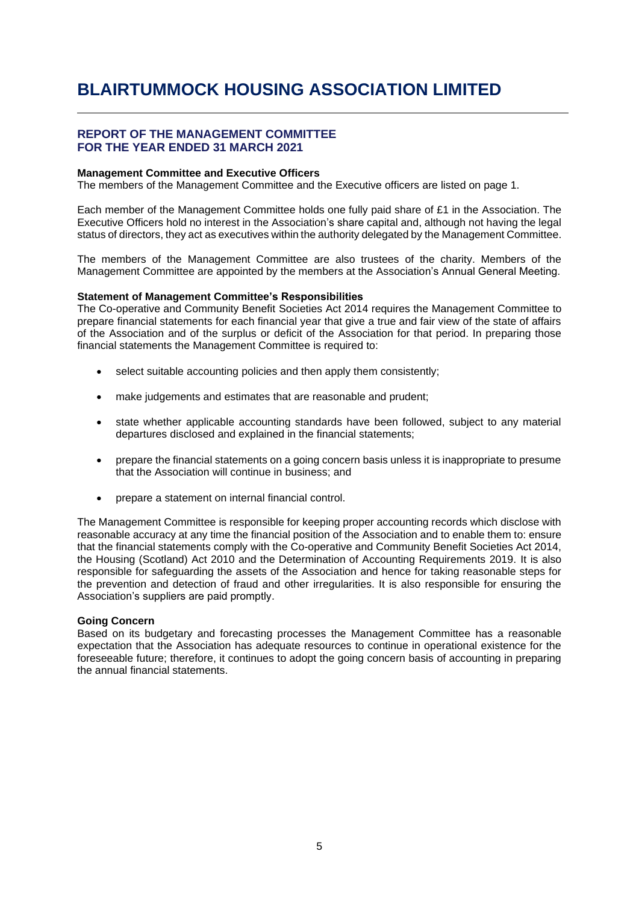# BLAIRTUMMOCK HOUSING ASSOCIATION LIMITED

## REPORT OF THE MANAGEMENT COMMITTEE FOR THE YEAR ENDED 31 MARCH 2021

**Management Committee and Executive Officers**

The members of the Management Committee and the Executive officers are listed on page 1.

Each member of the Management Committee holds one fully paid share of £1 in the Association. The Executive Officers hold no interest in the Association's share capital and, although not having the legal status of directors, they act as executives within the authority delegated by the Management Committee.

The members of the Management Committee are also trustees of the charity. Members of the Management Committee are appointed by the members at the Association's Annual General Meeting.

**Statement of Management Committee's Responsibilities**

The Co-operative and Community Benefit Societies Act 2014 requires the Management Committee to prepare financial statements for each financial year that give a true and fair view of the state of affairs of the Association and of the surplus or deficit of the Association for that period. In preparing those financial statements the Management Committee is required to:

- select suitable accounting policies and then apply them consistently;
- make judgements and estimates that are reasonable and prudent;
- state whether applicable accounting standards have been followed, subject to any material departures disclosed and explained in the financial statements;
- prepare the financial statements on a going concern basis unless it is inappropriate to presume that the Association will continue in business; and
- prepare a statement on internal financial control.

The Management Committee is responsible for keeping proper accounting records which disclose with reasonable accuracy at any time the financial position of the Association and to enable them to: ensure that the financial statements comply with the Co-operative and Community Benefit Societies Act 2014, the Housing (Scotland) Act 2010 and the Determination of Accounting Requirements 2019. It is also responsible for safeguarding the assets of the Association and hence for taking reasonable steps for the prevention and detection of fraud and other irregularities. It is also responsible for ensuring the Association's suppliers are paid promptly.

**Going Concern**

Based on its budgetary and forecasting processes the Management Committee has a reasonable expectation that the Association has adequate resources to continue in operational existence for the foreseeable future; therefore, it continues to adopt the going concern basis of accounting in preparing the annual financial statements.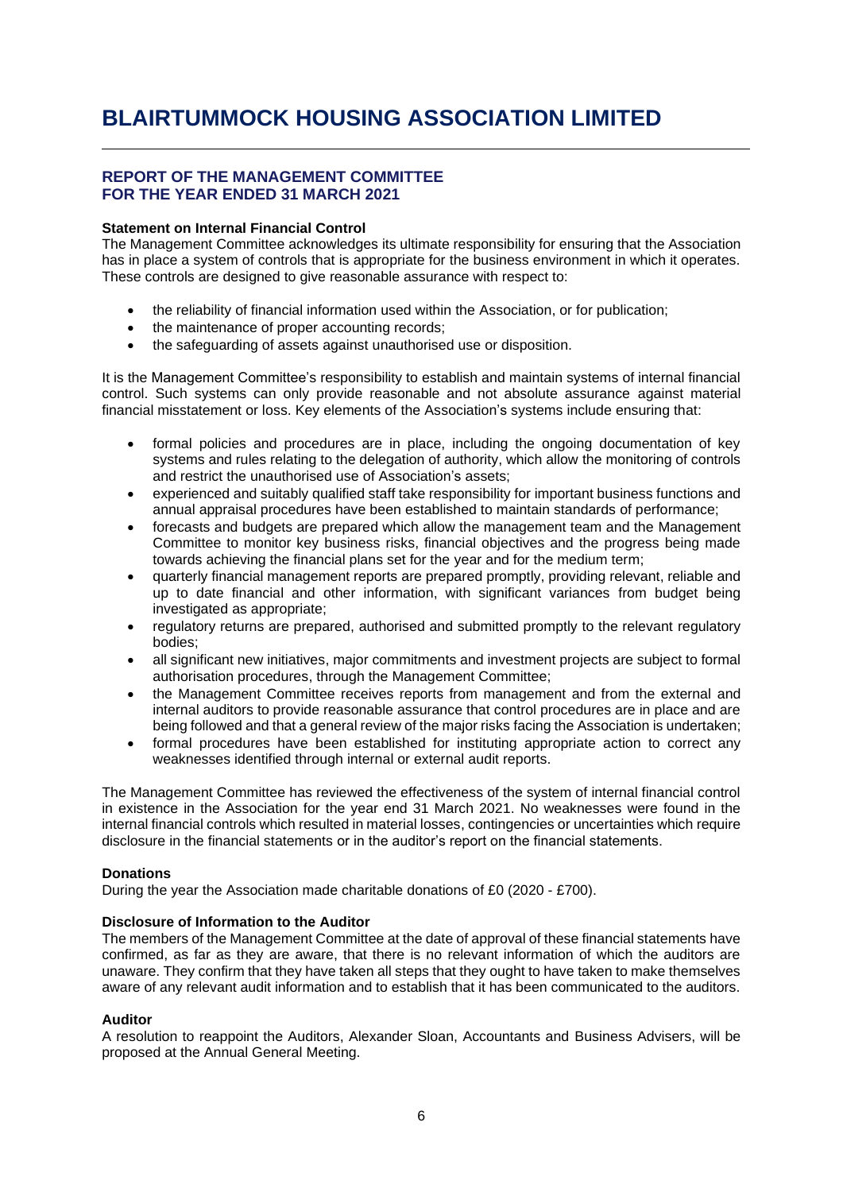# BLAIRTUMMOCK HOUSING ASSOCIATION LIMITED

## REPORT OF THE MANAGEMENT COMMITTEE FOR THE YEAR ENDED 31 MARCH 2021

**Statement on Internal Financial Control**
The Management Committee acknowledges its ultimate responsibility for ensuring that the Association has in place a system of controls that is appropriate for the business environment in which it operates. These controls are designed to give reasonable assurance with respect to:

- the reliability of financial information used within the Association, or for publication;
- the maintenance of proper accounting records;
- the safeguarding of assets against unauthorised use or disposition.

It is the Management Committee's responsibility to establish and maintain systems of internal financial control. Such systems can only provide reasonable and not absolute assurance against material financial misstatement or loss. Key elements of the Association's systems include ensuring that:

- formal policies and procedures are in place, including the ongoing documentation of key systems and rules relating to the delegation of authority, which allow the monitoring of controls and restrict the unauthorised use of Association's assets;
- experienced and suitably qualified staff take responsibility for important business functions and annual appraisal procedures have been established to maintain standards of performance;
- forecasts and budgets are prepared which allow the management team and the Management Committee to monitor key business risks, financial objectives and the progress being made towards achieving the financial plans set for the year and for the medium term;
- quarterly financial management reports are prepared promptly, providing relevant, reliable and up to date financial and other information, with significant variances from budget being investigated as appropriate;
- regulatory returns are prepared, authorised and submitted promptly to the relevant regulatory bodies;
- all significant new initiatives, major commitments and investment projects are subject to formal authorisation procedures, through the Management Committee;
- the Management Committee receives reports from management and from the external and internal auditors to provide reasonable assurance that control procedures are in place and are being followed and that a general review of the major risks facing the Association is undertaken;
- formal procedures have been established for instituting appropriate action to correct any weaknesses identified through internal or external audit reports.

The Management Committee has reviewed the effectiveness of the system of internal financial control in existence in the Association for the year end 31 March 2021. No weaknesses were found in the internal financial controls which resulted in material losses, contingencies or uncertainties which require disclosure in the financial statements or in the auditor's report on the financial statements.

**Donations**
During the year the Association made charitable donations of £0 (2020 - £700).

**Disclosure of Information to the Auditor**
The members of the Management Committee at the date of approval of these financial statements have confirmed, as far as they are aware, that there is no relevant information of which the auditors are unaware. They confirm that they have taken all steps that they ought to have taken to make themselves aware of any relevant audit information and to establish that it has been communicated to the auditors.

**Auditor**
A resolution to reappoint the Auditors, Alexander Sloan, Accountants and Business Advisers, will be proposed at the Annual General Meeting.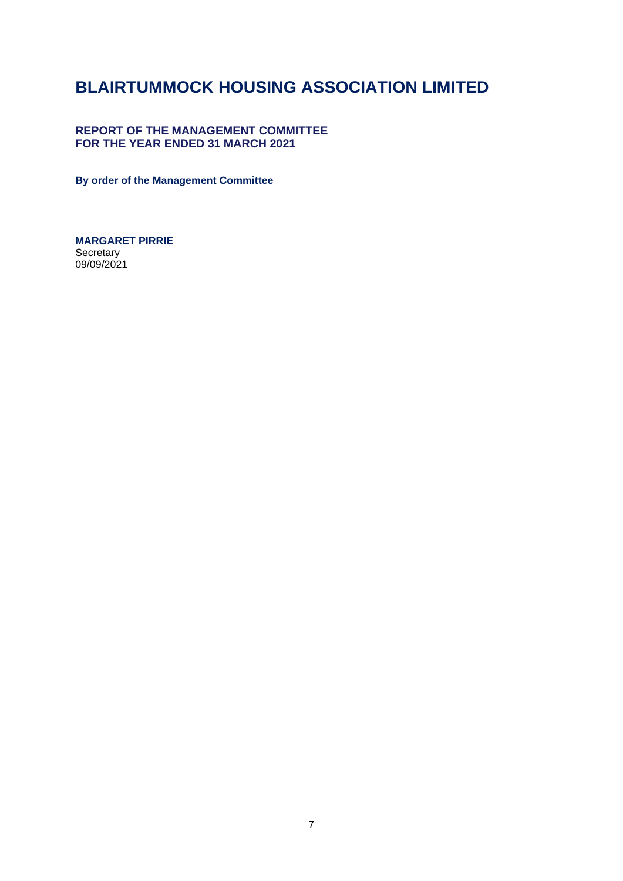# BLAIRTUMMOCK HOUSING ASSOCIATION LIMITED

**REPORT OF THE MANAGEMENT COMMITTEE**
**FOR THE YEAR ENDED 31 MARCH 2021**

**By order of the Management Committee**

**MARGARET PIRRIE**
Secretary
09/09/2021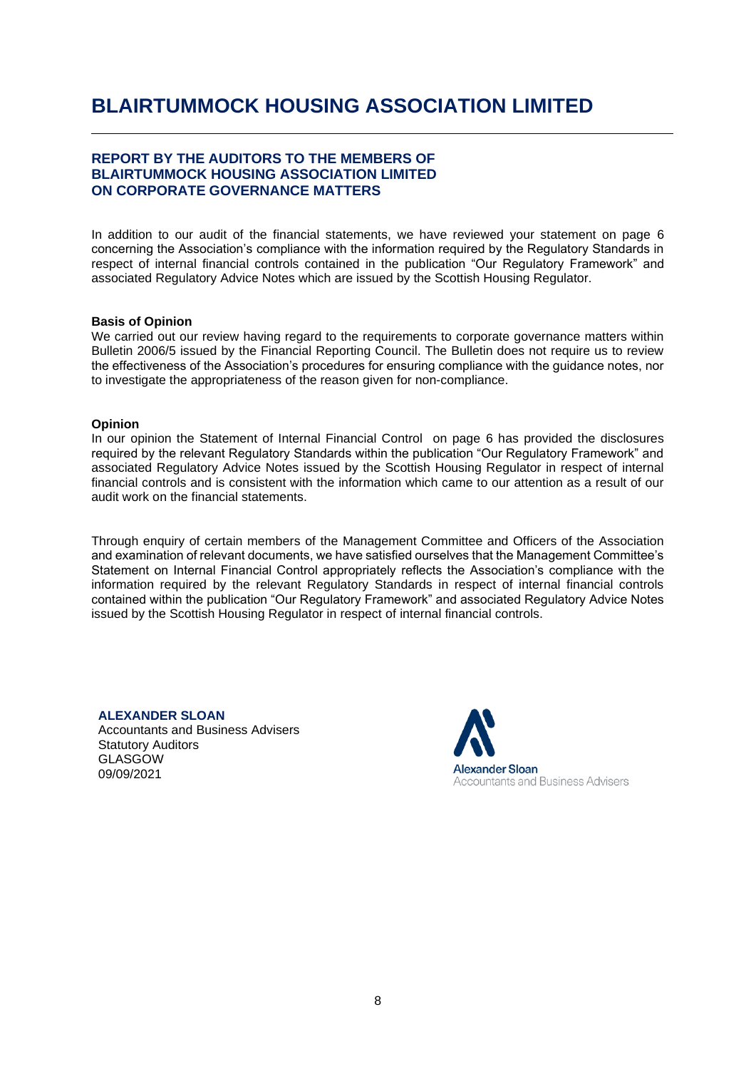# BLAIRTUMMOCK HOUSING ASSOCIATION LIMITED

## REPORT BY THE AUDITORS TO THE MEMBERS OF BLAIRTUMMOCK HOUSING ASSOCIATION LIMITED ON CORPORATE GOVERNANCE MATTERS

In addition to our audit of the financial statements, we have reviewed your statement on page 6 concerning the Association's compliance with the information required by the Regulatory Standards in respect of internal financial controls contained in the publication "Our Regulatory Framework" and associated Regulatory Advice Notes which are issued by the Scottish Housing Regulator.

**Basis of Opinion**

We carried out our review having regard to the requirements to corporate governance matters within Bulletin 2006/5 issued by the Financial Reporting Council. The Bulletin does not require us to review the effectiveness of the Association's procedures for ensuring compliance with the guidance notes, nor to investigate the appropriateness of the reason given for non-compliance.

**Opinion**

In our opinion the Statement of Internal Financial Control on page 6 has provided the disclosures required by the relevant Regulatory Standards within the publication "Our Regulatory Framework" and associated Regulatory Advice Notes issued by the Scottish Housing Regulator in respect of internal financial controls and is consistent with the information which came to our attention as a result of our audit work on the financial statements.

Through enquiry of certain members of the Management Committee and Officers of the Association and examination of relevant documents, we have satisfied ourselves that the Management Committee's Statement on Internal Financial Control appropriately reflects the Association's compliance with the information required by the relevant Regulatory Standards in respect of internal financial controls contained within the publication "Our Regulatory Framework" and associated Regulatory Advice Notes issued by the Scottish Housing Regulator in respect of internal financial controls.

**ALEXANDER SLOAN**
Accountants and Business Advisers
Statutory Auditors
GLASGOW
09/09/2021

Alexander Sloan
Accountants and Business Advisers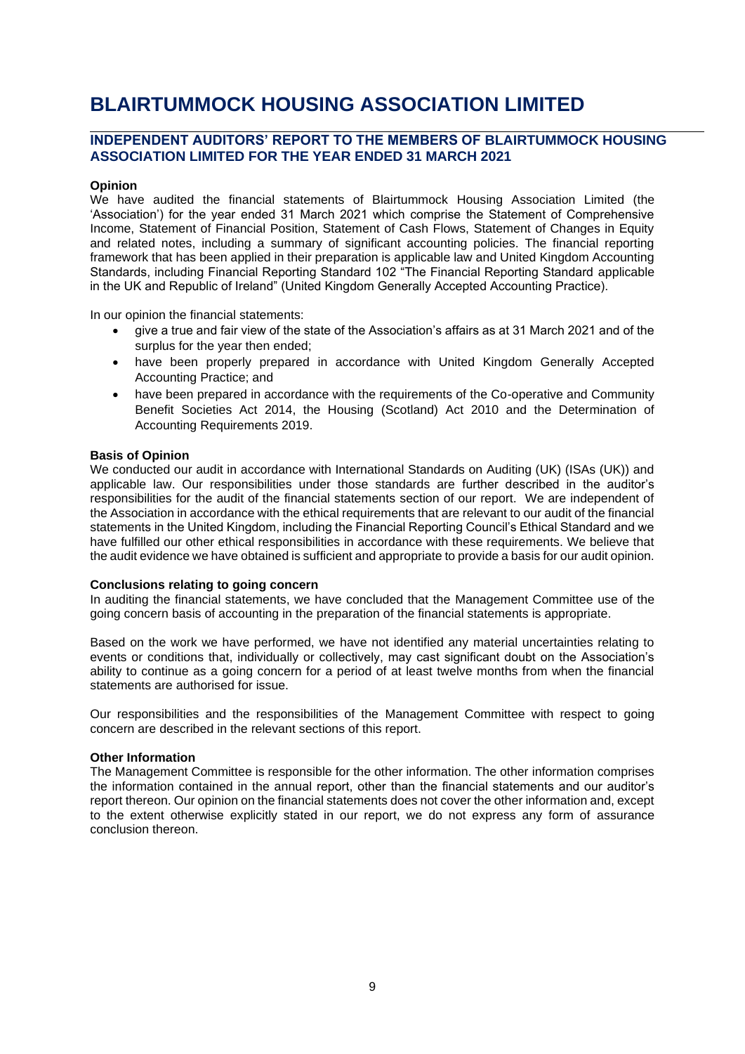# BLAIRTUMMOCK HOUSING ASSOCIATION LIMITED

## INDEPENDENT AUDITORS' REPORT TO THE MEMBERS OF BLAIRTUMMOCK HOUSING ASSOCIATION LIMITED FOR THE YEAR ENDED 31 MARCH 2021

**Opinion**

We have audited the financial statements of Blairtummock Housing Association Limited (the 'Association') for the year ended 31 March 2021 which comprise the Statement of Comprehensive Income, Statement of Financial Position, Statement of Cash Flows, Statement of Changes in Equity and related notes, including a summary of significant accounting policies. The financial reporting framework that has been applied in their preparation is applicable law and United Kingdom Accounting Standards, including Financial Reporting Standard 102 "The Financial Reporting Standard applicable in the UK and Republic of Ireland" (United Kingdom Generally Accepted Accounting Practice).

In our opinion the financial statements:

- give a true and fair view of the state of the Association's affairs as at 31 March 2021 and of the surplus for the year then ended;
- have been properly prepared in accordance with United Kingdom Generally Accepted Accounting Practice; and
- have been prepared in accordance with the requirements of the Co-operative and Community Benefit Societies Act 2014, the Housing (Scotland) Act 2010 and the Determination of Accounting Requirements 2019.

**Basis of Opinion**

We conducted our audit in accordance with International Standards on Auditing (UK) (ISAs (UK)) and applicable law. Our responsibilities under those standards are further described in the auditor's responsibilities for the audit of the financial statements section of our report. We are independent of the Association in accordance with the ethical requirements that are relevant to our audit of the financial statements in the United Kingdom, including the Financial Reporting Council's Ethical Standard and we have fulfilled our other ethical responsibilities in accordance with these requirements. We believe that the audit evidence we have obtained is sufficient and appropriate to provide a basis for our audit opinion.

**Conclusions relating to going concern**

In auditing the financial statements, we have concluded that the Management Committee use of the going concern basis of accounting in the preparation of the financial statements is appropriate.

Based on the work we have performed, we have not identified any material uncertainties relating to events or conditions that, individually or collectively, may cast significant doubt on the Association's ability to continue as a going concern for a period of at least twelve months from when the financial statements are authorised for issue.

Our responsibilities and the responsibilities of the Management Committee with respect to going concern are described in the relevant sections of this report.

**Other Information**

The Management Committee is responsible for the other information. The other information comprises the information contained in the annual report, other than the financial statements and our auditor's report thereon. Our opinion on the financial statements does not cover the other information and, except to the extent otherwise explicitly stated in our report, we do not express any form of assurance conclusion thereon.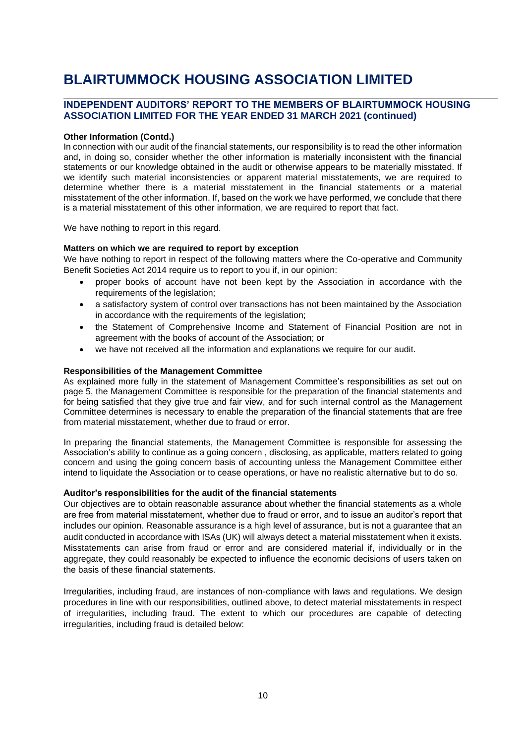# BLAIRTUMMOCK HOUSING ASSOCIATION LIMITED

## INDEPENDENT AUDITORS' REPORT TO THE MEMBERS OF BLAIRTUMMOCK HOUSING ASSOCIATION LIMITED FOR THE YEAR ENDED 31 MARCH 2021 (continued)

**Other Information (Contd.)**

In connection with our audit of the financial statements, our responsibility is to read the other information and, in doing so, consider whether the other information is materially inconsistent with the financial statements or our knowledge obtained in the audit or otherwise appears to be materially misstated. If we identify such material inconsistencies or apparent material misstatements, we are required to determine whether there is a material misstatement in the financial statements or a material misstatement of the other information. If, based on the work we have performed, we conclude that there is a material misstatement of this other information, we are required to report that fact.

We have nothing to report in this regard.

**Matters on which we are required to report by exception**

We have nothing to report in respect of the following matters where the Co-operative and Community Benefit Societies Act 2014 require us to report to you if, in our opinion:

- proper books of account have not been kept by the Association in accordance with the requirements of the legislation;
- a satisfactory system of control over transactions has not been maintained by the Association in accordance with the requirements of the legislation;
- the Statement of Comprehensive Income and Statement of Financial Position are not in agreement with the books of account of the Association; or
- we have not received all the information and explanations we require for our audit.

**Responsibilities of the Management Committee**

As explained more fully in the statement of Management Committee's responsibilities as set out on page 5, the Management Committee is responsible for the preparation of the financial statements and for being satisfied that they give true and fair view, and for such internal control as the Management Committee determines is necessary to enable the preparation of the financial statements that are free from material misstatement, whether due to fraud or error.

In preparing the financial statements, the Management Committee is responsible for assessing the Association's ability to continue as a going concern , disclosing, as applicable, matters related to going concern and using the going concern basis of accounting unless the Management Committee either intend to liquidate the Association or to cease operations, or have no realistic alternative but to do so.

**Auditor's responsibilities for the audit of the financial statements**

Our objectives are to obtain reasonable assurance about whether the financial statements as a whole are free from material misstatement, whether due to fraud or error, and to issue an auditor's report that includes our opinion. Reasonable assurance is a high level of assurance, but is not a guarantee that an audit conducted in accordance with ISAs (UK) will always detect a material misstatement when it exists. Misstatements can arise from fraud or error and are considered material if, individually or in the aggregate, they could reasonably be expected to influence the economic decisions of users taken on the basis of these financial statements.

Irregularities, including fraud, are instances of non-compliance with laws and regulations. We design procedures in line with our responsibilities, outlined above, to detect material misstatements in respect of irregularities, including fraud. The extent to which our procedures are capable of detecting irregularities, including fraud is detailed below: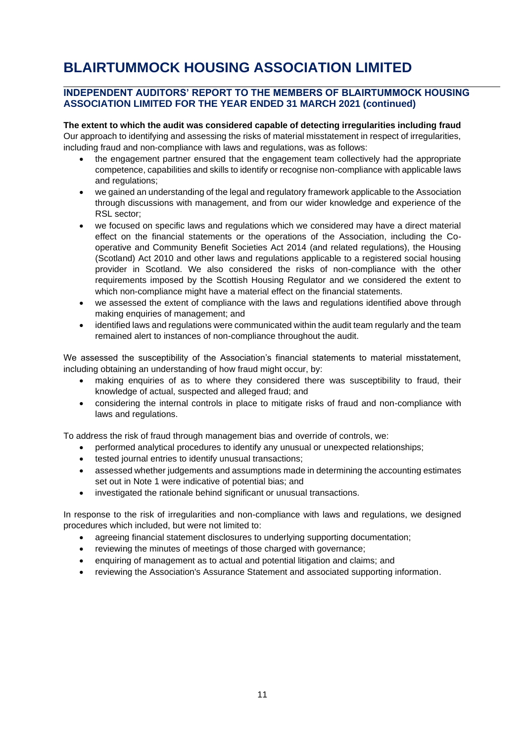# BLAIRTUMMOCK HOUSING ASSOCIATION LIMITED

## INDEPENDENT AUDITORS' REPORT TO THE MEMBERS OF BLAIRTUMMOCK HOUSING ASSOCIATION LIMITED FOR THE YEAR ENDED 31 MARCH 2021 (continued)

**The extent to which the audit was considered capable of detecting irregularities including fraud**

Our approach to identifying and assessing the risks of material misstatement in respect of irregularities, including fraud and non-compliance with laws and regulations, was as follows:

- the engagement partner ensured that the engagement team collectively had the appropriate competence, capabilities and skills to identify or recognise non-compliance with applicable laws and regulations;
- we gained an understanding of the legal and regulatory framework applicable to the Association through discussions with management, and from our wider knowledge and experience of the RSL sector;
- we focused on specific laws and regulations which we considered may have a direct material effect on the financial statements or the operations of the Association, including the Co-operative and Community Benefit Societies Act 2014 (and related regulations), the Housing (Scotland) Act 2010 and other laws and regulations applicable to a registered social housing provider in Scotland. We also considered the risks of non-compliance with the other requirements imposed by the Scottish Housing Regulator and we considered the extent to which non-compliance might have a material effect on the financial statements.
- we assessed the extent of compliance with the laws and regulations identified above through making enquiries of management; and
- identified laws and regulations were communicated within the audit team regularly and the team remained alert to instances of non-compliance throughout the audit.

We assessed the susceptibility of the Association's financial statements to material misstatement, including obtaining an understanding of how fraud might occur, by:

- making enquiries of as to where they considered there was susceptibility to fraud, their knowledge of actual, suspected and alleged fraud; and
- considering the internal controls in place to mitigate risks of fraud and non-compliance with laws and regulations.

To address the risk of fraud through management bias and override of controls, we:

- performed analytical procedures to identify any unusual or unexpected relationships;
- tested journal entries to identify unusual transactions;
- assessed whether judgements and assumptions made in determining the accounting estimates set out in Note 1 were indicative of potential bias; and
- investigated the rationale behind significant or unusual transactions.

In response to the risk of irregularities and non-compliance with laws and regulations, we designed procedures which included, but were not limited to:

- agreeing financial statement disclosures to underlying supporting documentation;
- reviewing the minutes of meetings of those charged with governance;
- enquiring of management as to actual and potential litigation and claims; and
- reviewing the Association's Assurance Statement and associated supporting information.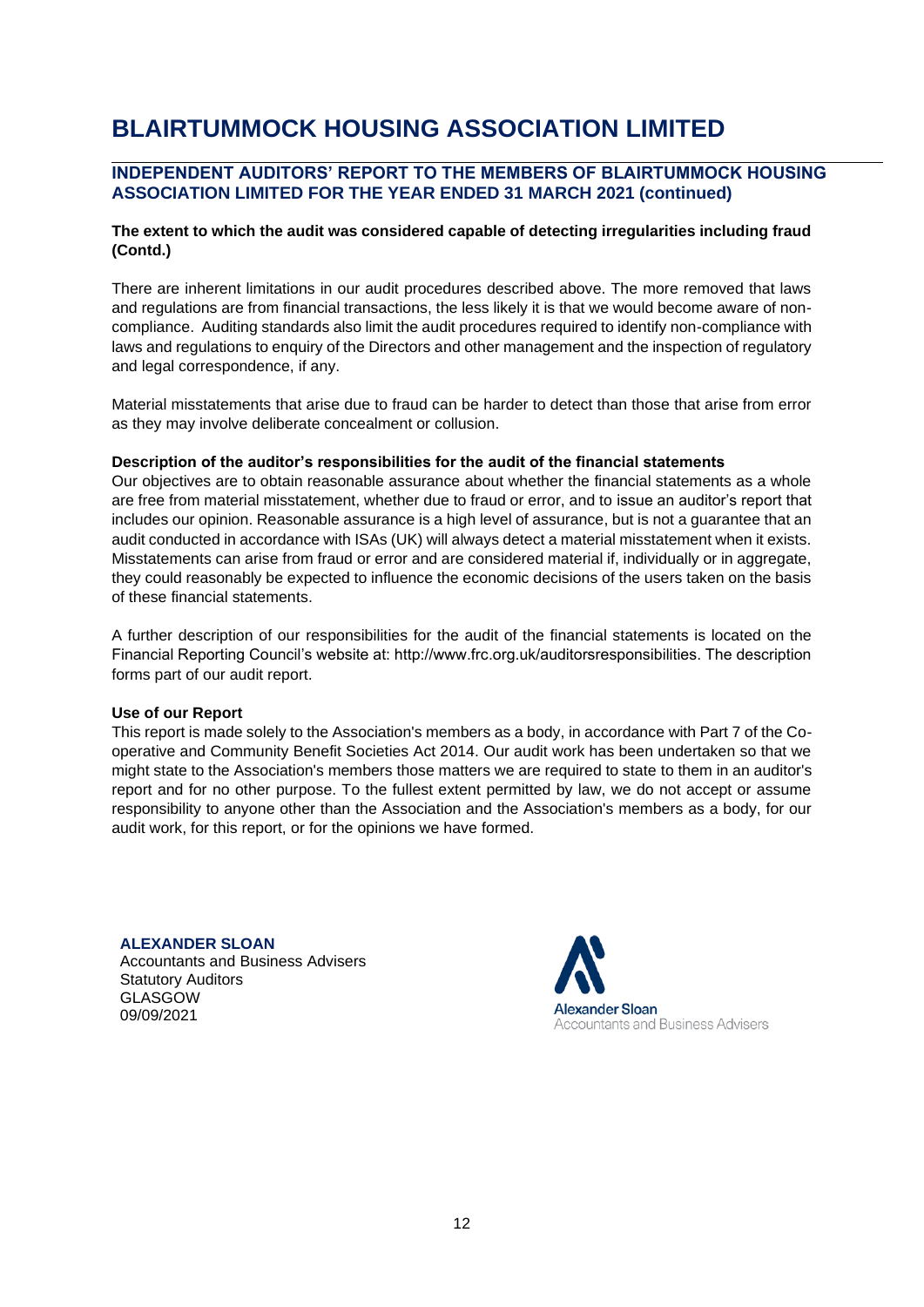# BLAIRTUMMOCK HOUSING ASSOCIATION LIMITED

## INDEPENDENT AUDITORS' REPORT TO THE MEMBERS OF BLAIRTUMMOCK HOUSING ASSOCIATION LIMITED FOR THE YEAR ENDED 31 MARCH 2021 (continued)

**The extent to which the audit was considered capable of detecting irregularities including fraud (Contd.)**

There are inherent limitations in our audit procedures described above. The more removed that laws and regulations are from financial transactions, the less likely it is that we would become aware of non-compliance. Auditing standards also limit the audit procedures required to identify non-compliance with laws and regulations to enquiry of the Directors and other management and the inspection of regulatory and legal correspondence, if any.

Material misstatements that arise due to fraud can be harder to detect than those that arise from error as they may involve deliberate concealment or collusion.

**Description of the auditor's responsibilities for the audit of the financial statements**

Our objectives are to obtain reasonable assurance about whether the financial statements as a whole are free from material misstatement, whether due to fraud or error, and to issue an auditor's report that includes our opinion. Reasonable assurance is a high level of assurance, but is not a guarantee that an audit conducted in accordance with ISAs (UK) will always detect a material misstatement when it exists. Misstatements can arise from fraud or error and are considered material if, individually or in aggregate, they could reasonably be expected to influence the economic decisions of the users taken on the basis of these financial statements.

A further description of our responsibilities for the audit of the financial statements is located on the Financial Reporting Council's website at: http://www.frc.org.uk/auditorsresponsibilities. The description forms part of our audit report.

**Use of our Report**

This report is made solely to the Association's members as a body, in accordance with Part 7 of the Co-operative and Community Benefit Societies Act 2014. Our audit work has been undertaken so that we might state to the Association's members those matters we are required to state to them in an auditor's report and for no other purpose. To the fullest extent permitted by law, we do not accept or assume responsibility to anyone other than the Association and the Association's members as a body, for our audit work, for this report, or for the opinions we have formed.

**ALEXANDER SLOAN**
Accountants and Business Advisers
Statutory Auditors
GLASGOW
09/09/2021

Alexander Sloan
Accountants and Business Advisers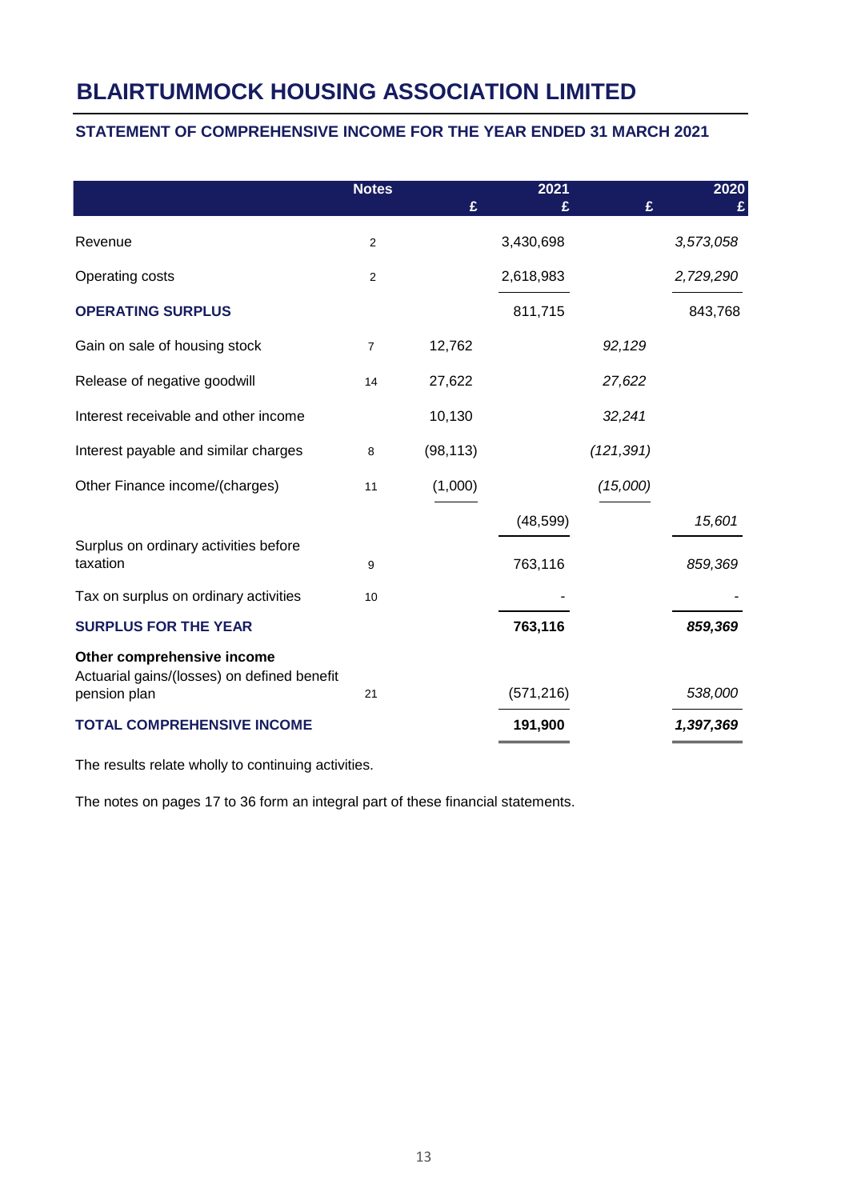# BLAIRTUMMOCK HOUSING ASSOCIATION LIMITED

## STATEMENT OF COMPREHENSIVE INCOME FOR THE YEAR ENDED 31 MARCH 2021

| | Notes | 2021 £ | 2021 £ | 2020 £ | 2020 £ |
|---|---|---|---|---|---|
| Revenue | 2 | | 3,430,698 | | *3,573,058* |
| Operating costs | 2 | | 2,618,983 | | *2,729,290* |
| **OPERATING SURPLUS** | | | 811,715 | | 843,768 |
| Gain on sale of housing stock | 7 | 12,762 | | *92,129* | |
| Release of negative goodwill | 14 | 27,622 | | *27,622* | |
| Interest receivable and other income | | 10,130 | | *32,241* | |
| Interest payable and similar charges | 8 | (98,113) | | *(121,391)* | |
| Other Finance income/(charges) | 11 | (1,000) | | *(15,000)* | |
| | | | (48,599) | | *15,601* |
| Surplus on ordinary activities before taxation | 9 | | 763,116 | | *859,369* |
| Tax on surplus on ordinary activities | 10 | | - | | - |
| **SURPLUS FOR THE YEAR** | | | **763,116** | | ***859,369*** |
| **Other comprehensive income** | | | | | |
| Actuarial gains/(losses) on defined benefit pension plan | 21 | | (571,216) | | *538,000* |
| **TOTAL COMPREHENSIVE INCOME** | | | **191,900** | | ***1,397,369*** |

The results relate wholly to continuing activities.

The notes on pages 17 to 36 form an integral part of these financial statements.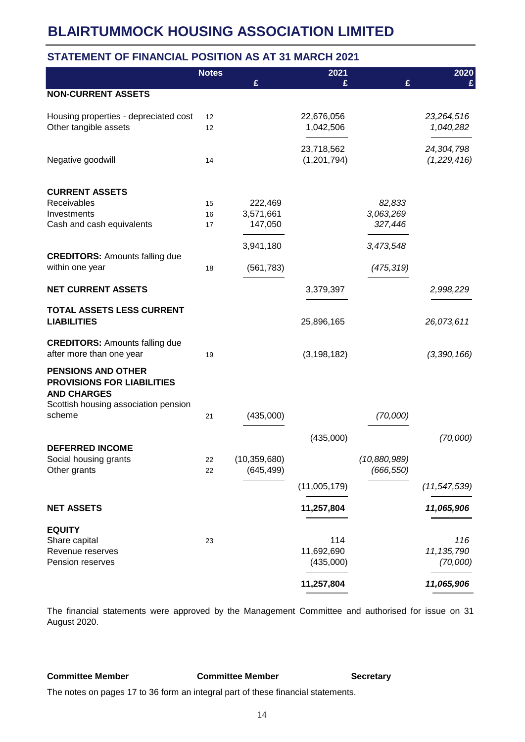# BLAIRTUMMOCK HOUSING ASSOCIATION LIMITED

## STATEMENT OF FINANCIAL POSITION AS AT 31 MARCH 2021

| | Notes | 2021 £ | 2021 £ | 2020 £ | 2020 £ |
|---|---|---|---|---|---|
| **NON-CURRENT ASSETS** | | | | | |
| Housing properties - depreciated cost | 12 | | 22,676,056 | | *23,264,516* |
| Other tangible assets | 12 | | 1,042,506 | | *1,040,282* |
| | | | 23,718,562 | | *24,304,798* |
| Negative goodwill | 14 | | (1,201,794) | | *(1,229,416)* |
| **CURRENT ASSETS** | | | | | |
| Receivables | 15 | 222,469 | | *82,833* | |
| Investments | 16 | 3,571,661 | | *3,063,269* | |
| Cash and cash equivalents | 17 | 147,050 | | *327,446* | |
| | | 3,941,180 | | *3,473,548* | |
| **CREDITORS:** Amounts falling due within one year | 18 | (561,783) | | *(475,319)* | |
| **NET CURRENT ASSETS** | | | 3,379,397 | | *2,998,229* |
| **TOTAL ASSETS LESS CURRENT LIABILITIES** | | | 25,896,165 | | *26,073,611* |
| **CREDITORS:** Amounts falling due after more than one year | 19 | | (3,198,182) | | *(3,390,166)* |
| **PENSIONS AND OTHER PROVISIONS FOR LIABILITIES AND CHARGES** | | | | | |
| Scottish housing association pension scheme | 21 | (435,000) | | *(70,000)* | |
| | | | (435,000) | | *(70,000)* |
| **DEFERRED INCOME** | | | | | |
| Social housing grants | 22 | (10,359,680) | | *(10,880,989)* | |
| Other grants | 22 | (645,499) | | *(666,550)* | |
| | | | (11,005,179) | | *(11,547,539)* |
| **NET ASSETS** | | | **11,257,804** | | ***11,065,906*** |
| **EQUITY** | | | | | |
| Share capital | 23 | | 114 | | *116* |
| Revenue reserves | | | 11,692,690 | | *11,135,790* |
| Pension reserves | | | (435,000) | | *(70,000)* |
| | | | **11,257,804** | | ***11,065,906*** |

The financial statements were approved by the Management Committee and authorised for issue on 31 August 2020.

**Committee Member** **Committee Member** **Secretary**

The notes on pages 17 to 36 form an integral part of these financial statements.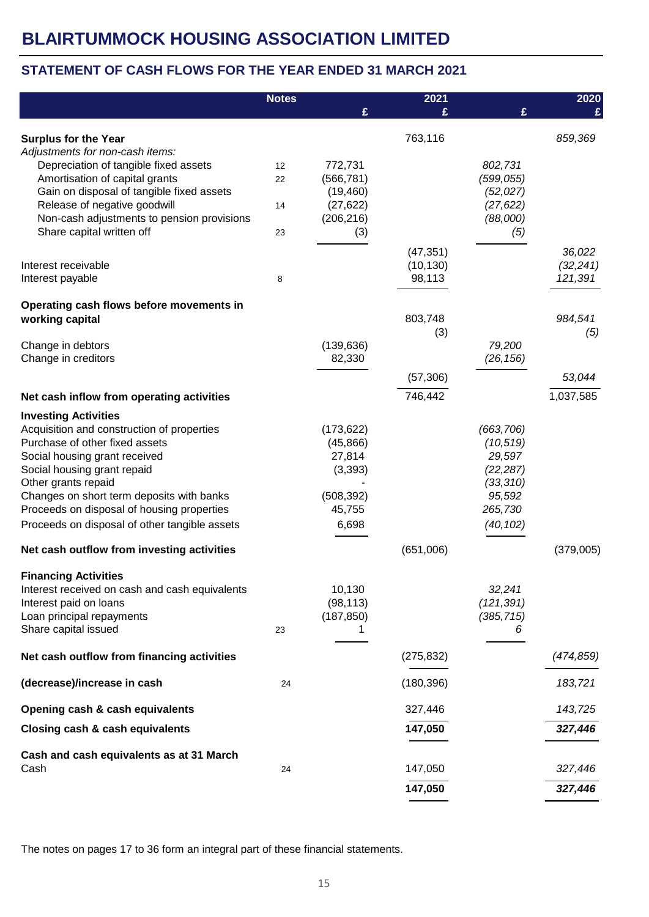# BLAIRTUMMOCK HOUSING ASSOCIATION LIMITED

## STATEMENT OF CASH FLOWS FOR THE YEAR ENDED 31 MARCH 2021

| | Notes | 2021 £ | 2021 £ | 2020 £ | 2020 £ |
|---|---|---|---|---|---|
| **Surplus for the Year** | | | 763,116 | | *859,369* |
| *Adjustments for non-cash items:* | | | | | |
| Depreciation of tangible fixed assets | 12 | 772,731 | | *802,731* | |
| Amortisation of capital grants | 22 | (566,781) | | *(599,055)* | |
| Gain on disposal of tangible fixed assets | | (19,460) | | *(52,027)* | |
| Release of negative goodwill | 14 | (27,622) | | *(27,622)* | |
| Non-cash adjustments to pension provisions | | (206,216) | | *(88,000)* | |
| Share capital written off | 23 | (3) | | *(5)* | |
| | | | (47,351) | | *36,022* |
| Interest receivable | | | (10,130) | | *(32,241)* |
| Interest payable | 8 | | 98,113 | | *121,391* |
| **Operating cash flows before movements in working capital** | | | 803,748 | | *984,541* |
| | | | (3) | | *(5)* |
| Change in debtors | | (139,636) | | *79,200* | |
| Change in creditors | | 82,330 | | *(26,156)* | |
| | | | (57,306) | | *53,044* |
| **Net cash inflow from operating activities** | | | 746,442 | | 1,037,585 |
| **Investing Activities** | | | | | |
| Acquisition and construction of properties | | (173,622) | | *(663,706)* | |
| Purchase of other fixed assets | | (45,866) | | *(10,519)* | |
| Social housing grant received | | 27,814 | | *29,597* | |
| Social housing grant repaid | | (3,393) | | *(22,287)* | |
| Other grants repaid | | - | | *(33,310)* | |
| Changes on short term deposits with banks | | (508,392) | | *95,592* | |
| Proceeds on disposal of housing properties | | 45,755 | | *265,730* | |
| Proceeds on disposal of other tangible assets | | 6,698 | | *(40,102)* | |
| **Net cash outflow from investing activities** | | | (651,006) | | (379,005) |
| **Financing Activities** | | | | | |
| Interest received on cash and cash equivalents | | 10,130 | | *32,241* | |
| Interest paid on loans | | (98,113) | | *(121,391)* | |
| Loan principal repayments | | (187,850) | | *(385,715)* | |
| Share capital issued | 23 | 1 | | *6* | |
| **Net cash outflow from financing activities** | | | (275,832) | | *(474,859)* |
| **(decrease)/increase in cash** | 24 | | (180,396) | | *183,721* |
| **Opening cash & cash equivalents** | | | 327,446 | | *143,725* |
| **Closing cash & cash equivalents** | | | **147,050** | | ***327,446*** |
| **Cash and cash equivalents as at 31 March** | | | | | |
| Cash | 24 | | 147,050 | | *327,446* |
| | | | **147,050** | | ***327,446*** |

The notes on pages 17 to 36 form an integral part of these financial statements.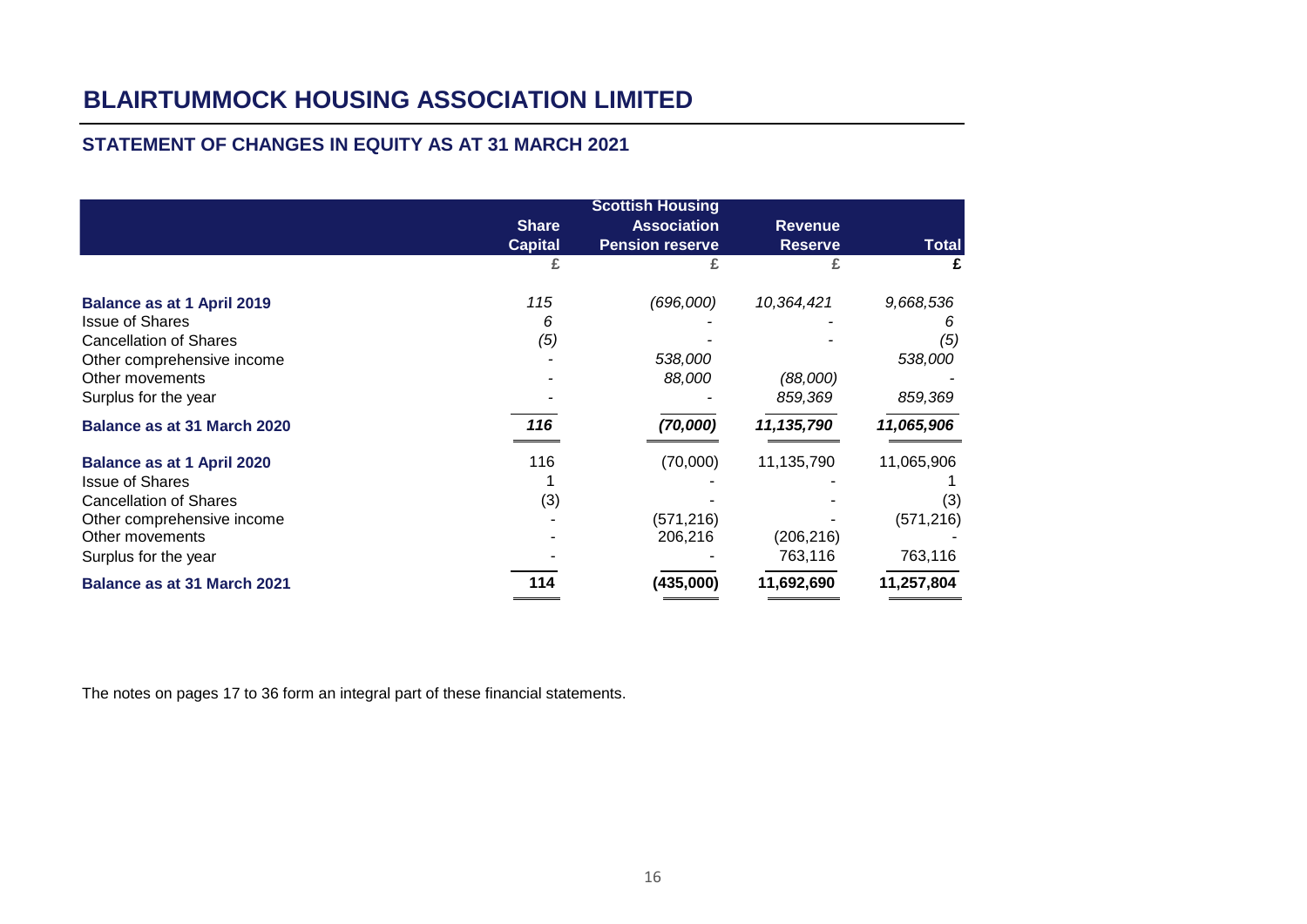# BLAIRTUMMOCK HOUSING ASSOCIATION LIMITED

## STATEMENT OF CHANGES IN EQUITY AS AT 31 MARCH 2021

| | Share Capital | Scottish Housing Association Pension reserve | Revenue Reserve | Total |
|---|---|---|---|---|
| | £ | £ | £ | £ |
| **Balance as at 1 April 2019** | *115* | *(696,000)* | *10,364,421* | *9,668,536* |
| Issue of Shares | *6* | - | - | *6* |
| Cancellation of Shares | *(5)* | - | - | *(5)* |
| Other comprehensive income | - | *538,000* | | *538,000* |
| Other movements | - | *88,000* | *(88,000)* | - |
| Surplus for the year | - | - | *859,369* | *859,369* |
| **Balance as at 31 March 2020** | ***116*** | ***(70,000)*** | ***11,135,790*** | ***11,065,906*** |
| **Balance as at 1 April 2020** | 116 | (70,000) | 11,135,790 | 11,065,906 |
| Issue of Shares | 1 | - | - | 1 |
| Cancellation of Shares | (3) | - | - | (3) |
| Other comprehensive income | - | (571,216) | - | (571,216) |
| Other movements | - | 206,216 | (206,216) | - |
| Surplus for the year | - | - | 763,116 | 763,116 |
| **Balance as at 31 March 2021** | **114** | **(435,000)** | **11,692,690** | **11,257,804** |

The notes on pages 17 to 36 form an integral part of these financial statements.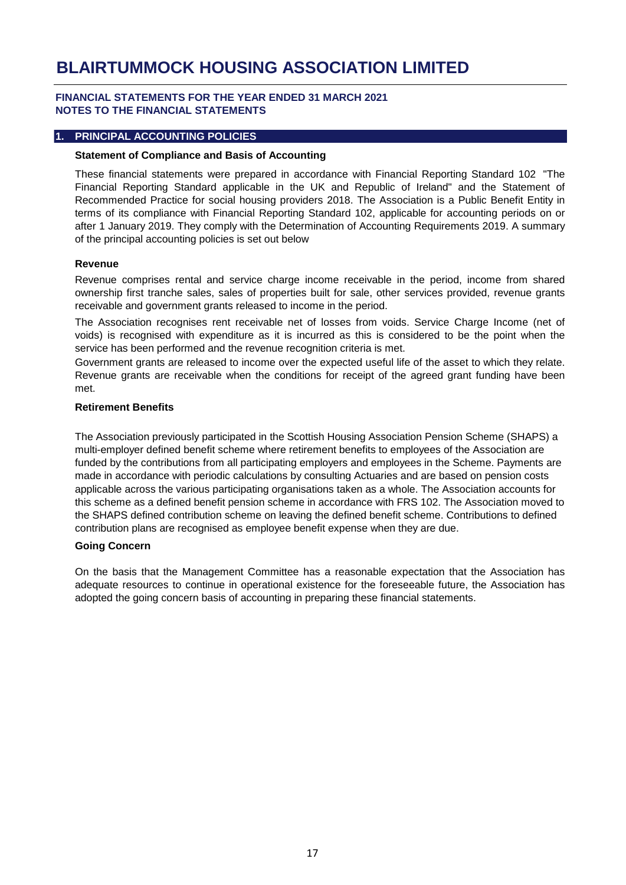# BLAIRTUMMOCK HOUSING ASSOCIATION LIMITED

**FINANCIAL STATEMENTS FOR THE YEAR ENDED 31 MARCH 2021**
**NOTES TO THE FINANCIAL STATEMENTS**

## 1. PRINCIPAL ACCOUNTING POLICIES

**Statement of Compliance and Basis of Accounting**

These financial statements were prepared in accordance with Financial Reporting Standard 102 "The Financial Reporting Standard applicable in the UK and Republic of Ireland" and the Statement of Recommended Practice for social housing providers 2018. The Association is a Public Benefit Entity in terms of its compliance with Financial Reporting Standard 102, applicable for accounting periods on or after 1 January 2019. They comply with the Determination of Accounting Requirements 2019. A summary of the principal accounting policies is set out below

**Revenue**

Revenue comprises rental and service charge income receivable in the period, income from shared ownership first tranche sales, sales of properties built for sale, other services provided, revenue grants receivable and government grants released to income in the period.

The Association recognises rent receivable net of losses from voids. Service Charge Income (net of voids) is recognised with expenditure as it is incurred as this is considered to be the point when the service has been performed and the revenue recognition criteria is met.

Government grants are released to income over the expected useful life of the asset to which they relate. Revenue grants are receivable when the conditions for receipt of the agreed grant funding have been met.

**Retirement Benefits**

The Association previously participated in the Scottish Housing Association Pension Scheme (SHAPS) a multi-employer defined benefit scheme where retirement benefits to employees of the Association are funded by the contributions from all participating employers and employees in the Scheme. Payments are made in accordance with periodic calculations by consulting Actuaries and are based on pension costs applicable across the various participating organisations taken as a whole. The Association accounts for this scheme as a defined benefit pension scheme in accordance with FRS 102. The Association moved to the SHAPS defined contribution scheme on leaving the defined benefit scheme. Contributions to defined contribution plans are recognised as employee benefit expense when they are due.

**Going Concern**

On the basis that the Management Committee has a reasonable expectation that the Association has adequate resources to continue in operational existence for the foreseeable future, the Association has adopted the going concern basis of accounting in preparing these financial statements.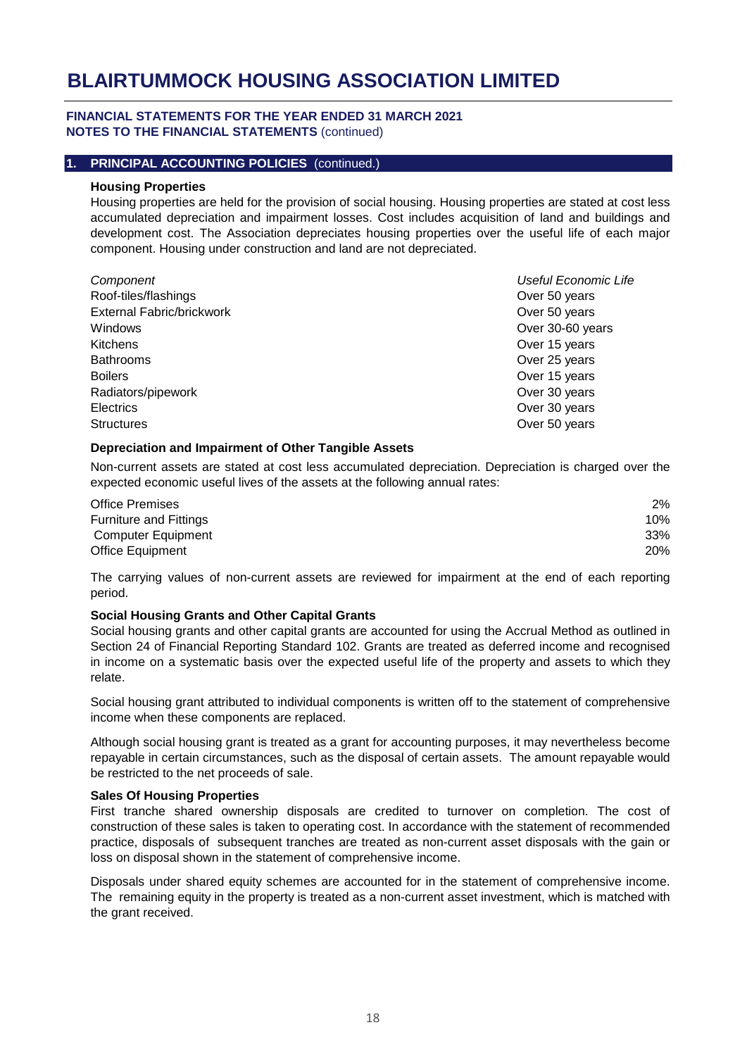# BLAIRTUMMOCK HOUSING ASSOCIATION LIMITED

**FINANCIAL STATEMENTS FOR THE YEAR ENDED 31 MARCH 2021**
**NOTES TO THE FINANCIAL STATEMENTS** (continued)

## 1. PRINCIPAL ACCOUNTING POLICIES (continued.)

**Housing Properties**

Housing properties are held for the provision of social housing. Housing properties are stated at cost less accumulated depreciation and impairment losses. Cost includes acquisition of land and buildings and development cost. The Association depreciates housing properties over the useful life of each major component. Housing under construction and land are not depreciated.

| *Component* | *Useful Economic Life* |
|---|---|
| Roof-tiles/flashings | Over 50 years |
| External Fabric/brickwork | Over 50 years |
| Windows | Over 30-60 years |
| Kitchens | Over 15 years |
| Bathrooms | Over 25 years |
| Boilers | Over 15 years |
| Radiators/pipework | Over 30 years |
| Electrics | Over 30 years |
| Structures | Over 50 years |

**Depreciation and Impairment of Other Tangible Assets**

Non-current assets are stated at cost less accumulated depreciation. Depreciation is charged over the expected economic useful lives of the assets at the following annual rates:

| | |
|---|---|
| Office Premises | 2% |
| Furniture and Fittings | 10% |
| Computer Equipment | 33% |
| Office Equipment | 20% |

The carrying values of non-current assets are reviewed for impairment at the end of each reporting period.

**Social Housing Grants and Other Capital Grants**

Social housing grants and other capital grants are accounted for using the Accrual Method as outlined in Section 24 of Financial Reporting Standard 102. Grants are treated as deferred income and recognised in income on a systematic basis over the expected useful life of the property and assets to which they relate.

Social housing grant attributed to individual components is written off to the statement of comprehensive income when these components are replaced.

Although social housing grant is treated as a grant for accounting purposes, it may nevertheless become repayable in certain circumstances, such as the disposal of certain assets. The amount repayable would be restricted to the net proceeds of sale.

**Sales Of Housing Properties**

First tranche shared ownership disposals are credited to turnover on completion. The cost of construction of these sales is taken to operating cost. In accordance with the statement of recommended practice, disposals of subsequent tranches are treated as non-current asset disposals with the gain or loss on disposal shown in the statement of comprehensive income.

Disposals under shared equity schemes are accounted for in the statement of comprehensive income. The remaining equity in the property is treated as a non-current asset investment, which is matched with the grant received.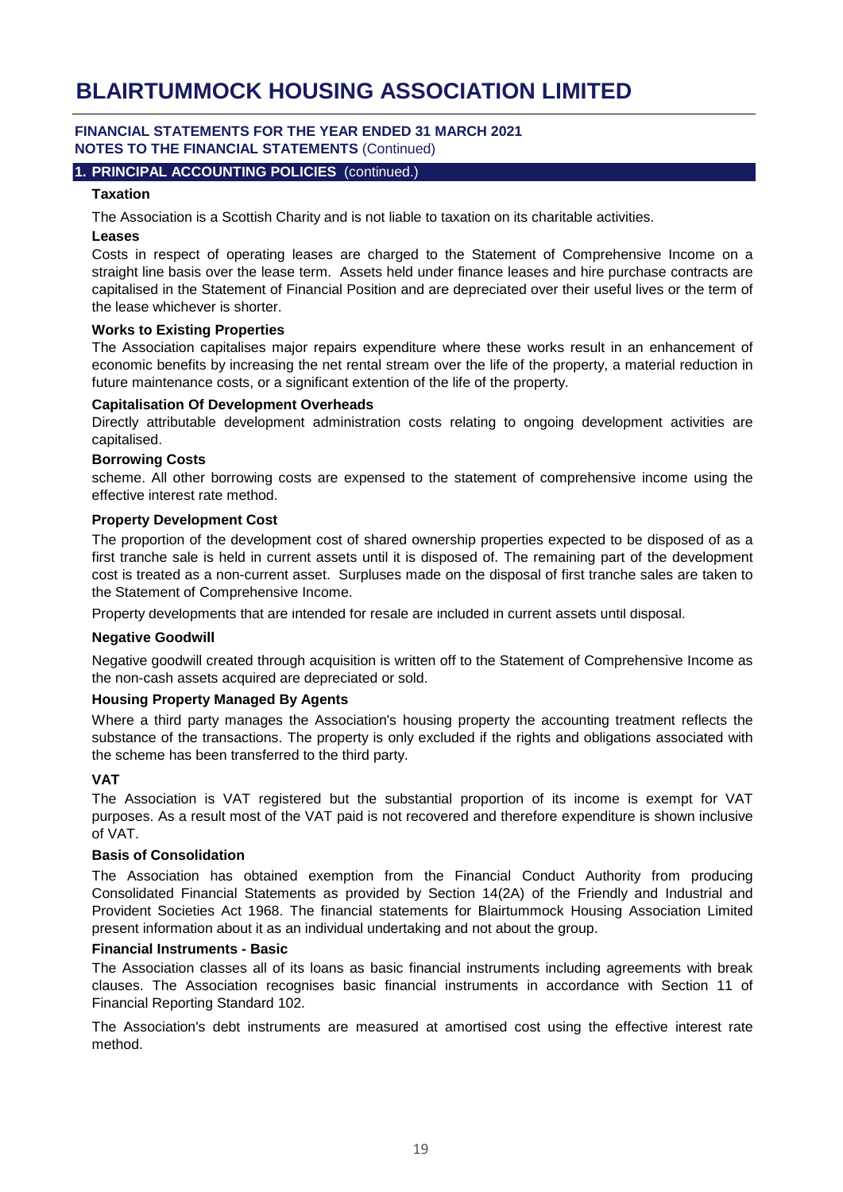# BLAIRTUMMOCK HOUSING ASSOCIATION LIMITED

**FINANCIAL STATEMENTS FOR THE YEAR ENDED 31 MARCH 2021**
**NOTES TO THE FINANCIAL STATEMENTS** (Continued)

## 1. PRINCIPAL ACCOUNTING POLICIES (continued.)

### Taxation

The Association is a Scottish Charity and is not liable to taxation on its charitable activities.

### Leases

Costs in respect of operating leases are charged to the Statement of Comprehensive Income on a straight line basis over the lease term. Assets held under finance leases and hire purchase contracts are capitalised in the Statement of Financial Position and are depreciated over their useful lives or the term of the lease whichever is shorter.

### Works to Existing Properties

The Association capitalises major repairs expenditure where these works result in an enhancement of economic benefits by increasing the net rental stream over the life of the property, a material reduction in future maintenance costs, or a significant extention of the life of the property.

### Capitalisation Of Development Overheads

Directly attributable development administration costs relating to ongoing development activities are capitalised.

### Borrowing Costs

scheme. All other borrowing costs are expensed to the statement of comprehensive income using the effective interest rate method.

### Property Development Cost

The proportion of the development cost of shared ownership properties expected to be disposed of as a first tranche sale is held in current assets until it is disposed of. The remaining part of the development cost is treated as a non-current asset. Surpluses made on the disposal of first tranche sales are taken to the Statement of Comprehensive Income.

Property developments that are intended for resale are included in current assets until disposal.

### Negative Goodwill

Negative goodwill created through acquisition is written off to the Statement of Comprehensive Income as the non-cash assets acquired are depreciated or sold.

### Housing Property Managed By Agents

Where a third party manages the Association's housing property the accounting treatment reflects the substance of the transactions. The property is only excluded if the rights and obligations associated with the scheme has been transferred to the third party.

### VAT

The Association is VAT registered but the substantial proportion of its income is exempt for VAT purposes. As a result most of the VAT paid is not recovered and therefore expenditure is shown inclusive of VAT.

### Basis of Consolidation

The Association has obtained exemption from the Financial Conduct Authority from producing Consolidated Financial Statements as provided by Section 14(2A) of the Friendly and Industrial and Provident Societies Act 1968. The financial statements for Blairtummock Housing Association Limited present information about it as an individual undertaking and not about the group.

### Financial Instruments - Basic

The Association classes all of its loans as basic financial instruments including agreements with break clauses. The Association recognises basic financial instruments in accordance with Section 11 of Financial Reporting Standard 102.

The Association's debt instruments are measured at amortised cost using the effective interest rate method.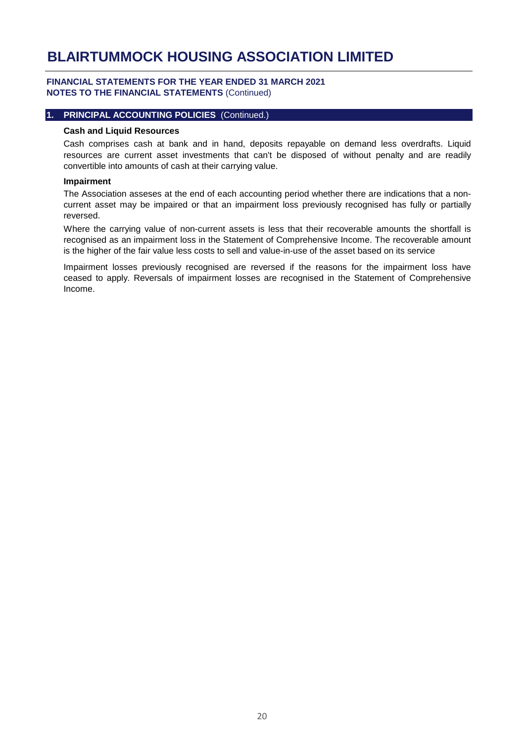# BLAIRTUMMOCK HOUSING ASSOCIATION LIMITED

**FINANCIAL STATEMENTS FOR THE YEAR ENDED 31 MARCH 2021**
**NOTES TO THE FINANCIAL STATEMENTS** (Continued)

## 1. PRINCIPAL ACCOUNTING POLICIES (Continued.)

**Cash and Liquid Resources**

Cash comprises cash at bank and in hand, deposits repayable on demand less overdrafts. Liquid resources are current asset investments that can't be disposed of without penalty and are readily convertible into amounts of cash at their carrying value.

**Impairment**

The Association asseses at the end of each accounting period whether there are indications that a non-current asset may be impaired or that an impairment loss previously recognised has fully or partially reversed.

Where the carrying value of non-current assets is less that their recoverable amounts the shortfall is recognised as an impairment loss in the Statement of Comprehensive Income. The recoverable amount is the higher of the fair value less costs to sell and value-in-use of the asset based on its service

Impairment losses previously recognised are reversed if the reasons for the impairment loss have ceased to apply. Reversals of impairment losses are recognised in the Statement of Comprehensive Income.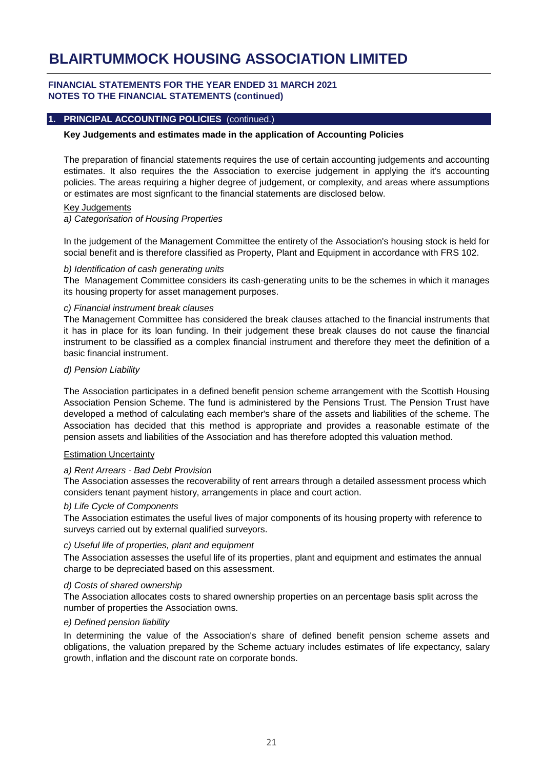# BLAIRTUMMOCK HOUSING ASSOCIATION LIMITED

**FINANCIAL STATEMENTS FOR THE YEAR ENDED 31 MARCH 2021**
**NOTES TO THE FINANCIAL STATEMENTS (continued)**

## 1. PRINCIPAL ACCOUNTING POLICIES (continued.)

**Key Judgements and estimates made in the application of Accounting Policies**

The preparation of financial statements requires the use of certain accounting judgements and accounting estimates. It also requires the the Association to exercise judgement in applying the it's accounting policies. The areas requiring a higher degree of judgement, or complexity, and areas where assumptions or estimates are most signficant to the financial statements are disclosed below.

Key Judgements

*a) Categorisation of Housing Properties*

In the judgement of the Management Committee the entirety of the Association's housing stock is held for social benefit and is therefore classified as Property, Plant and Equipment in accordance with FRS 102.

*b) Identification of cash generating units*

The Management Committee considers its cash-generating units to be the schemes in which it manages its housing property for asset management purposes.

*c) Financial instrument break clauses*

The Management Committee has considered the break clauses attached to the financial instruments that it has in place for its loan funding. In their judgement these break clauses do not cause the financial instrument to be classified as a complex financial instrument and therefore they meet the definition of a basic financial instrument.

*d) Pension Liability*

The Association participates in a defined benefit pension scheme arrangement with the Scottish Housing Association Pension Scheme. The fund is administered by the Pensions Trust. The Pension Trust have developed a method of calculating each member's share of the assets and liabilities of the scheme. The Association has decided that this method is appropriate and provides a reasonable estimate of the pension assets and liabilities of the Association and has therefore adopted this valuation method.

Estimation Uncertainty

*a) Rent Arrears - Bad Debt Provision*

The Association assesses the recoverability of rent arrears through a detailed assessment process which considers tenant payment history, arrangements in place and court action.

*b) Life Cycle of Components*

The Association estimates the useful lives of major components of its housing property with reference to surveys carried out by external qualified surveyors.

*c) Useful life of properties, plant and equipment*

The Association assesses the useful life of its properties, plant and equipment and estimates the annual charge to be depreciated based on this assessment.

*d) Costs of shared ownership*

The Association allocates costs to shared ownership properties on an percentage basis split across the number of properties the Association owns.

*e) Defined pension liability*

In determining the value of the Association's share of defined benefit pension scheme assets and obligations, the valuation prepared by the Scheme actuary includes estimates of life expectancy, salary growth, inflation and the discount rate on corporate bonds.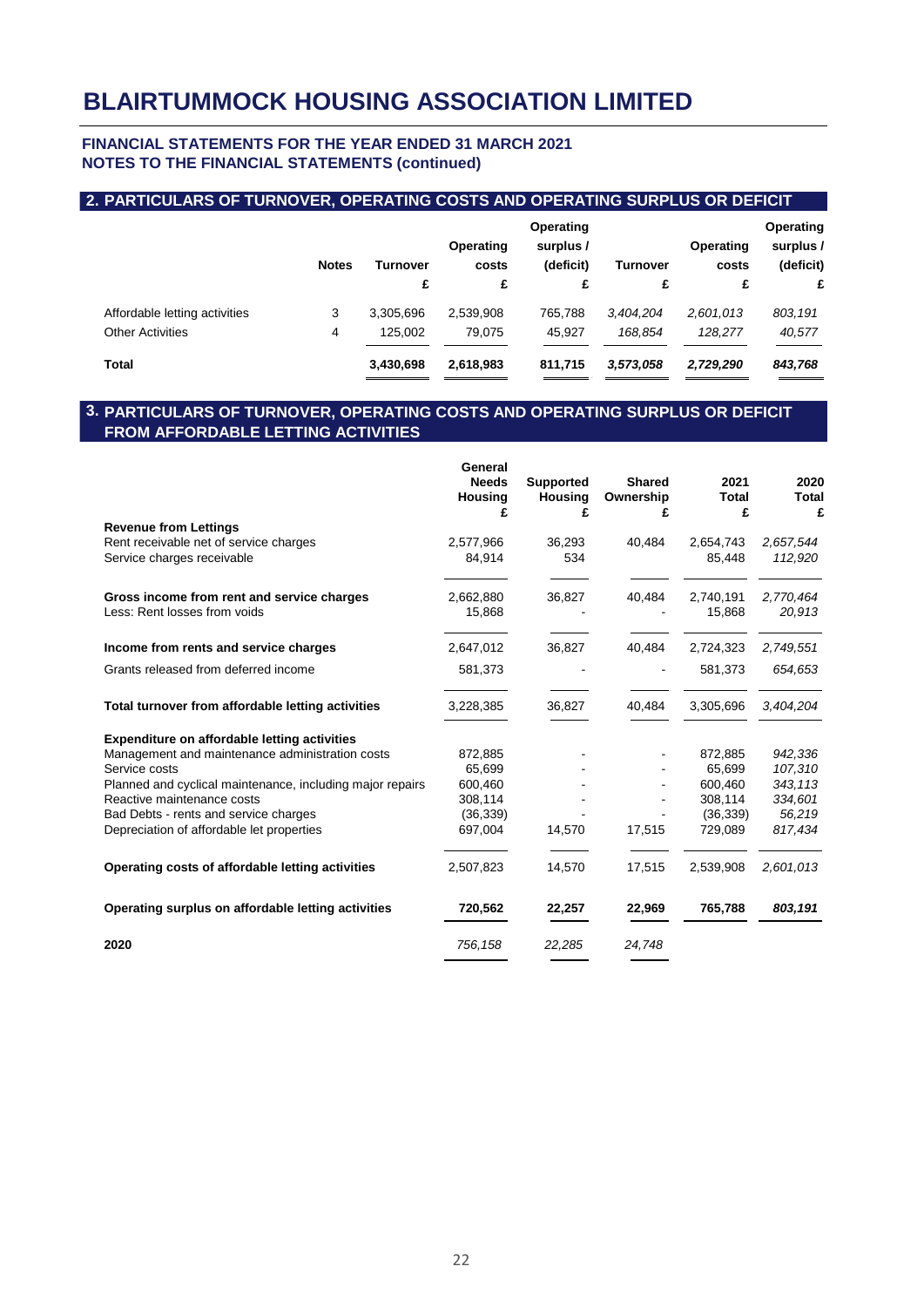# BLAIRTUMMOCK HOUSING ASSOCIATION LIMITED

### FINANCIAL STATEMENTS FOR THE YEAR ENDED 31 MARCH 2021
### NOTES TO THE FINANCIAL STATEMENTS (continued)

## 2. PARTICULARS OF TURNOVER, OPERATING COSTS AND OPERATING SURPLUS OR DEFICIT

| | Notes | Turnover £ | Operating costs £ | Operating surplus / (deficit) £ | Turnover £ | Operating costs £ | Operating surplus / (deficit) £ |
|---|---|---|---|---|---|---|---|
| Affordable letting activities | 3 | 3,305,696 | 2,539,908 | 765,788 | *3,404,204* | *2,601,013* | *803,191* |
| Other Activities | 4 | 125,002 | 79,075 | 45,927 | *168,854* | *128,277* | *40,577* |
| **Total** | | **3,430,698** | **2,618,983** | **811,715** | ***3,573,058*** | ***2,729,290*** | ***843,768*** |

## 3. PARTICULARS OF TURNOVER, OPERATING COSTS AND OPERATING SURPLUS OR DEFICIT FROM AFFORDABLE LETTING ACTIVITIES

| | General Needs Housing £ | Supported Housing £ | Shared Ownership £ | 2021 Total £ | 2020 Total £ |
|---|---|---|---|---|---|
| **Revenue from Lettings** | | | | | |
| Rent receivable net of service charges | 2,577,966 | 36,293 | 40,484 | 2,654,743 | *2,657,544* |
| Service charges receivable | 84,914 | 534 | | 85,448 | *112,920* |
| **Gross income from rent and service charges** | 2,662,880 | 36,827 | 40,484 | 2,740,191 | *2,770,464* |
| Less: Rent losses from voids | 15,868 | - | - | 15,868 | *20,913* |
| **Income from rents and service charges** | 2,647,012 | 36,827 | 40,484 | 2,724,323 | *2,749,551* |
| Grants released from deferred income | 581,373 | - | - | 581,373 | *654,653* |
| **Total turnover from affordable letting activities** | 3,228,385 | 36,827 | 40,484 | 3,305,696 | *3,404,204* |
| **Expenditure on affordable letting activities** | | | | | |
| Management and maintenance administration costs | 872,885 | - | - | 872,885 | *942,336* |
| Service costs | 65,699 | - | - | 65,699 | *107,310* |
| Planned and cyclical maintenance, including major repairs | 600,460 | - | - | 600,460 | *343,113* |
| Reactive maintenance costs | 308,114 | - | - | 308,114 | *334,601* |
| Bad Debts - rents and service charges | (36,339) | - | - | (36,339) | *56,219* |
| Depreciation of affordable let properties | 697,004 | 14,570 | 17,515 | 729,089 | *817,434* |
| **Operating costs of affordable letting activities** | 2,507,823 | 14,570 | 17,515 | 2,539,908 | *2,601,013* |
| **Operating surplus on affordable letting activities** | **720,562** | **22,257** | **22,969** | **765,788** | ***803,191*** |
| **2020** | *756,158* | *22,285* | *24,748* | | |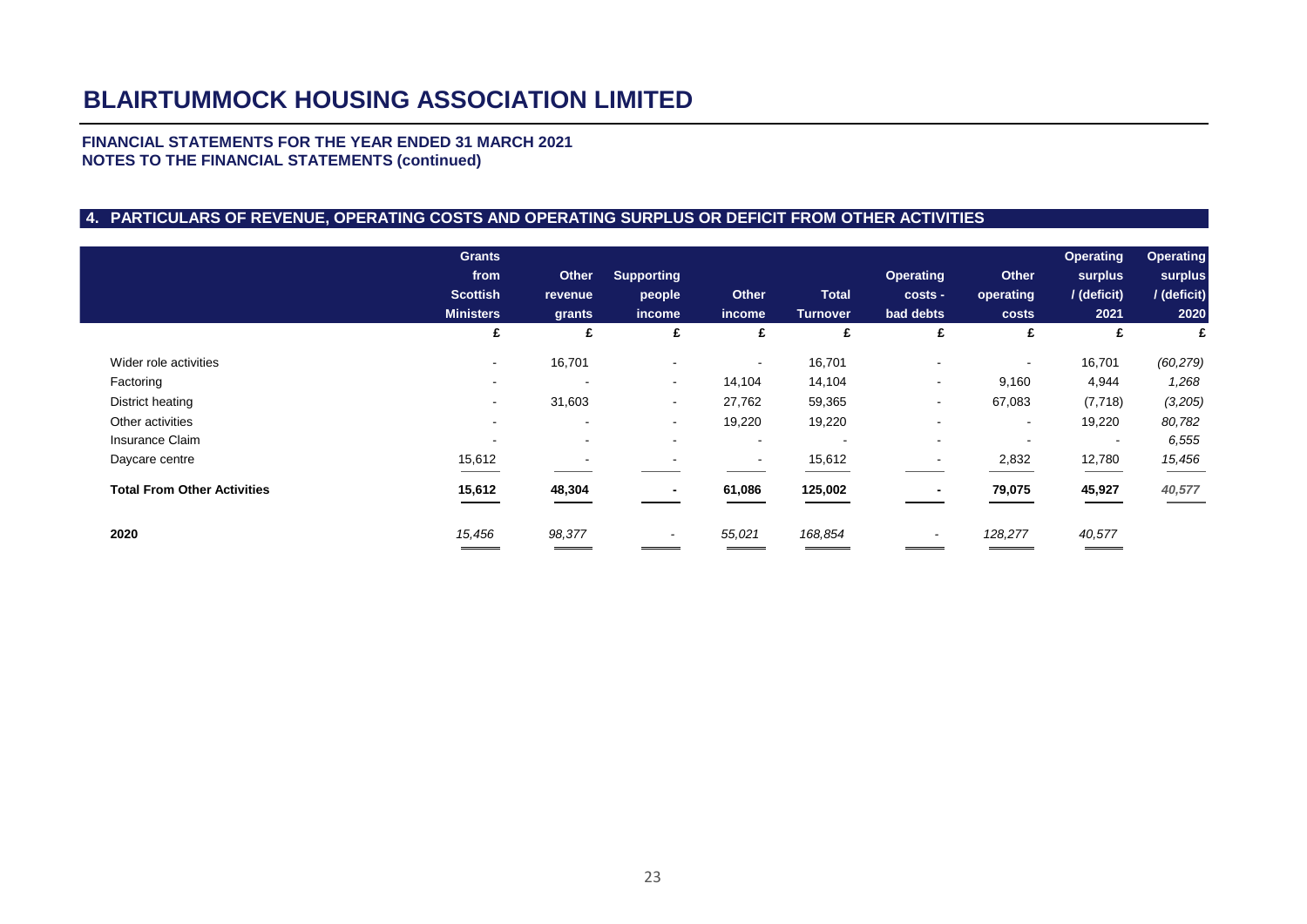# BLAIRTUMMOCK HOUSING ASSOCIATION LIMITED

**FINANCIAL STATEMENTS FOR THE YEAR ENDED 31 MARCH 2021**
**NOTES TO THE FINANCIAL STATEMENTS (continued)**

## 4. PARTICULARS OF REVENUE, OPERATING COSTS AND OPERATING SURPLUS OR DEFICIT FROM OTHER ACTIVITIES

| | Grants from Scottish Ministers | Other revenue grants | Supporting people income | Other income | Total Turnover | Operating costs - bad debts | Other operating costs | Operating surplus / (deficit) 2021 | Operating surplus / (deficit) 2020 |
|---|---|---|---|---|---|---|---|---|---|
| | £ | £ | £ | £ | £ | £ | £ | £ | £ |
| Wider role activities | - | 16,701 | - | - | 16,701 | - | - | 16,701 | *(60,279)* |
| Factoring | - | - | - | 14,104 | 14,104 | - | 9,160 | 4,944 | *1,268* |
| District heating | - | 31,603 | - | 27,762 | 59,365 | - | 67,083 | (7,718) | *(3,205)* |
| Other activities | - | - | - | 19,220 | 19,220 | - | - | 19,220 | *80,782* |
| Insurance Claim | - | - | - | - | - | - | - | - | *6,555* |
| Daycare centre | 15,612 | - | - | - | 15,612 | - | 2,832 | 12,780 | *15,456* |
| **Total From Other Activities** | **15,612** | **48,304** | **-** | **61,086** | **125,002** | **-** | **79,075** | **45,927** | ***40,577*** |
| **2020** | *15,456* | *98,377* | - | *55,021* | *168,854* | - | *128,277* | *40,577* | |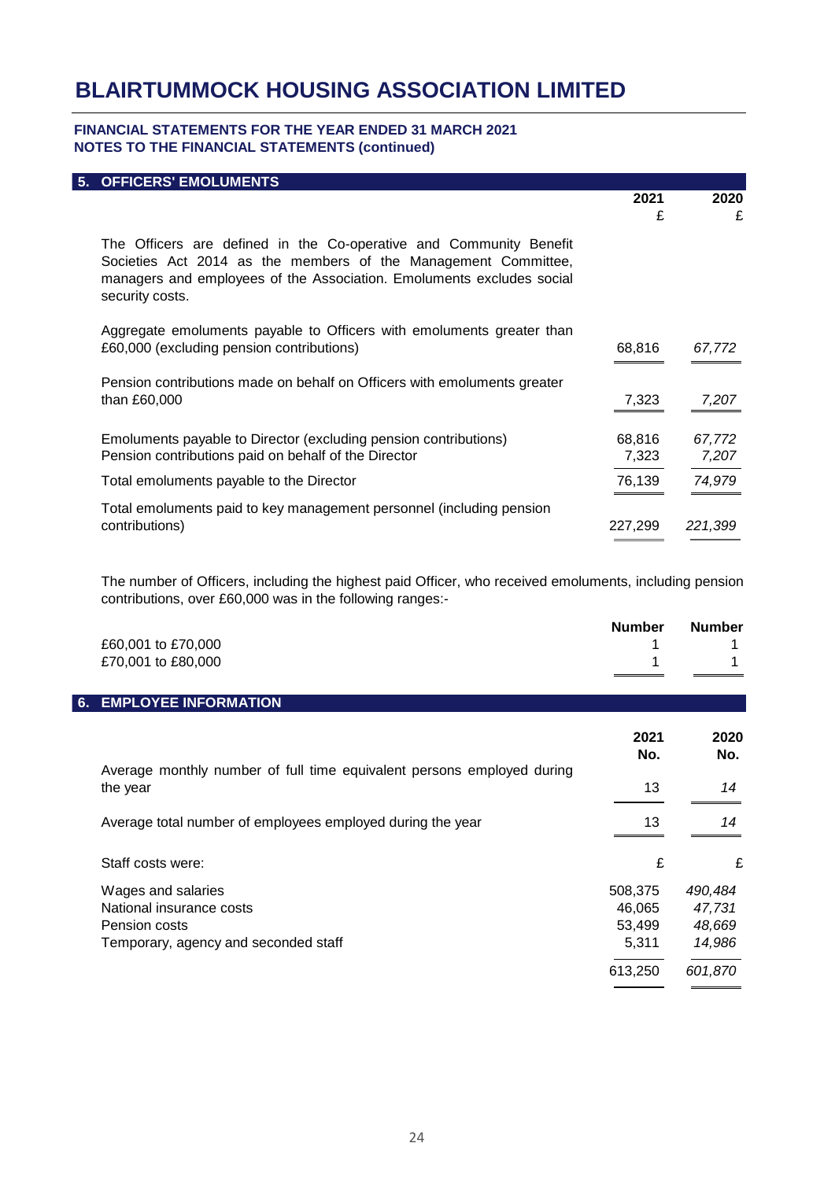# BLAIRTUMMOCK HOUSING ASSOCIATION LIMITED

**FINANCIAL STATEMENTS FOR THE YEAR ENDED 31 MARCH 2021**
**NOTES TO THE FINANCIAL STATEMENTS (continued)**

## 5. OFFICERS' EMOLUMENTS

| | 2021<br>£ | 2020<br>£ |
|---|---|---|
| The Officers are defined in the Co-operative and Community Benefit Societies Act 2014 as the members of the Management Committee, managers and employees of the Association. Emoluments excludes social security costs. | | |
| Aggregate emoluments payable to Officers with emoluments greater than £60,000 (excluding pension contributions) | 68,816 | *67,772* |
| Pension contributions made on behalf on Officers with emoluments greater than £60,000 | 7,323 | *7,207* |
| Emoluments payable to Director (excluding pension contributions) | 68,816 | *67,772* |
| Pension contributions paid on behalf of the Director | 7,323 | *7,207* |
| Total emoluments payable to the Director | 76,139 | *74,979* |
| Total emoluments paid to key management personnel (including pension contributions) | 227,299 | *221,399* |

The number of Officers, including the highest paid Officer, who received emoluments, including pension contributions, over £60,000 was in the following ranges:-

| | Number | Number |
|---|---|---|
| £60,001 to £70,000 | 1 | 1 |
| £70,001 to £80,000 | 1 | 1 |

## 6. EMPLOYEE INFORMATION

| | 2021<br>No. | 2020<br>No. |
|---|---|---|
| Average monthly number of full time equivalent persons employed during the year | 13 | *14* |
| Average total number of employees employed during the year | 13 | *14* |
| Staff costs were: | £ | £ |
| Wages and salaries | 508,375 | *490,484* |
| National insurance costs | 46,065 | *47,731* |
| Pension costs | 53,499 | *48,669* |
| Temporary, agency and seconded staff | 5,311 | *14,986* |
| | 613,250 | *601,870* |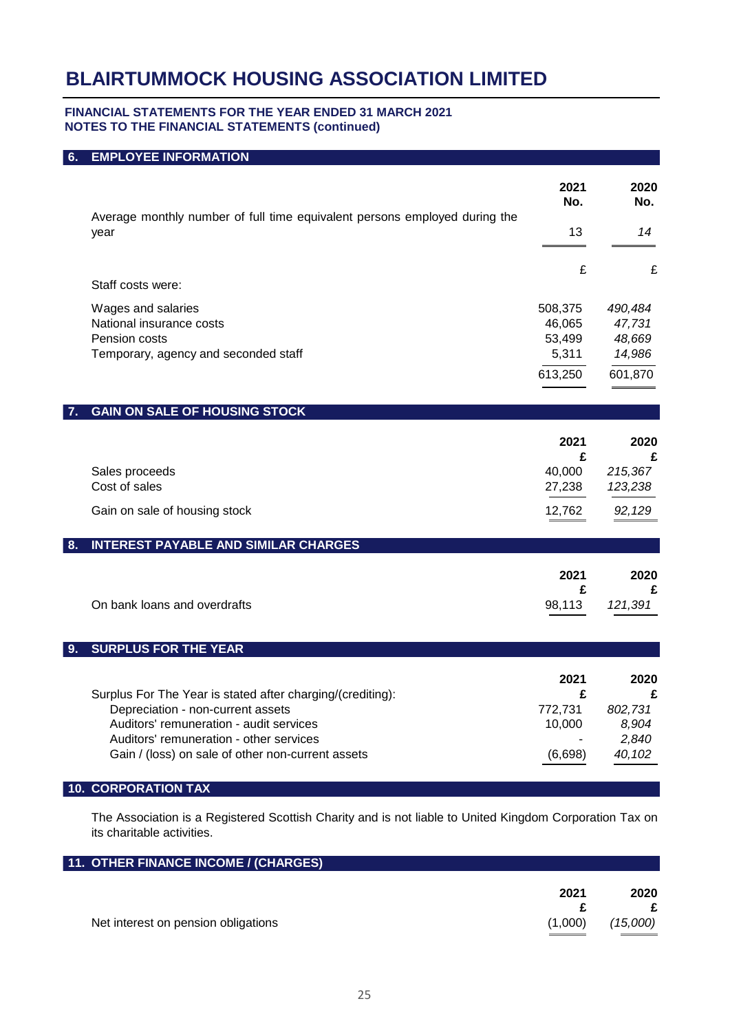# BLAIRTUMMOCK HOUSING ASSOCIATION LIMITED

**FINANCIAL STATEMENTS FOR THE YEAR ENDED 31 MARCH 2021**
**NOTES TO THE FINANCIAL STATEMENTS (continued)**

## 6. EMPLOYEE INFORMATION

| | 2021 No. | 2020 No. |
|---|---|---|
| Average monthly number of full time equivalent persons employed during the year | 13 | *14* |

| | 2021 £ | 2020 £ |
|---|---|---|
| Staff costs were: | | |
| Wages and salaries | 508,375 | *490,484* |
| National insurance costs | 46,065 | *47,731* |
| Pension costs | 53,499 | *48,669* |
| Temporary, agency and seconded staff | 5,311 | *14,986* |
| | 613,250 | 601,870 |

## 7. GAIN ON SALE OF HOUSING STOCK

| | 2021 £ | 2020 £ |
|---|---|---|
| Sales proceeds | 40,000 | *215,367* |
| Cost of sales | 27,238 | *123,238* |
| Gain on sale of housing stock | 12,762 | *92,129* |

## 8. INTEREST PAYABLE AND SIMILAR CHARGES

| | 2021 £ | 2020 £ |
|---|---|---|
| On bank loans and overdrafts | 98,113 | *121,391* |

## 9. SURPLUS FOR THE YEAR

| | 2021 £ | 2020 £ |
|---|---|---|
| Surplus For The Year is stated after charging/(crediting): | | |
| Depreciation - non-current assets | 772,731 | *802,731* |
| Auditors' remuneration - audit services | 10,000 | *8,904* |
| Auditors' remuneration - other services | - | *2,840* |
| Gain / (loss) on sale of other non-current assets | (6,698) | *40,102* |

## 10. CORPORATION TAX

The Association is a Registered Scottish Charity and is not liable to United Kingdom Corporation Tax on its charitable activities.

## 11. OTHER FINANCE INCOME / (CHARGES)

| | 2021 £ | 2020 £ |
|---|---|---|
| Net interest on pension obligations | (1,000) | *(15,000)* |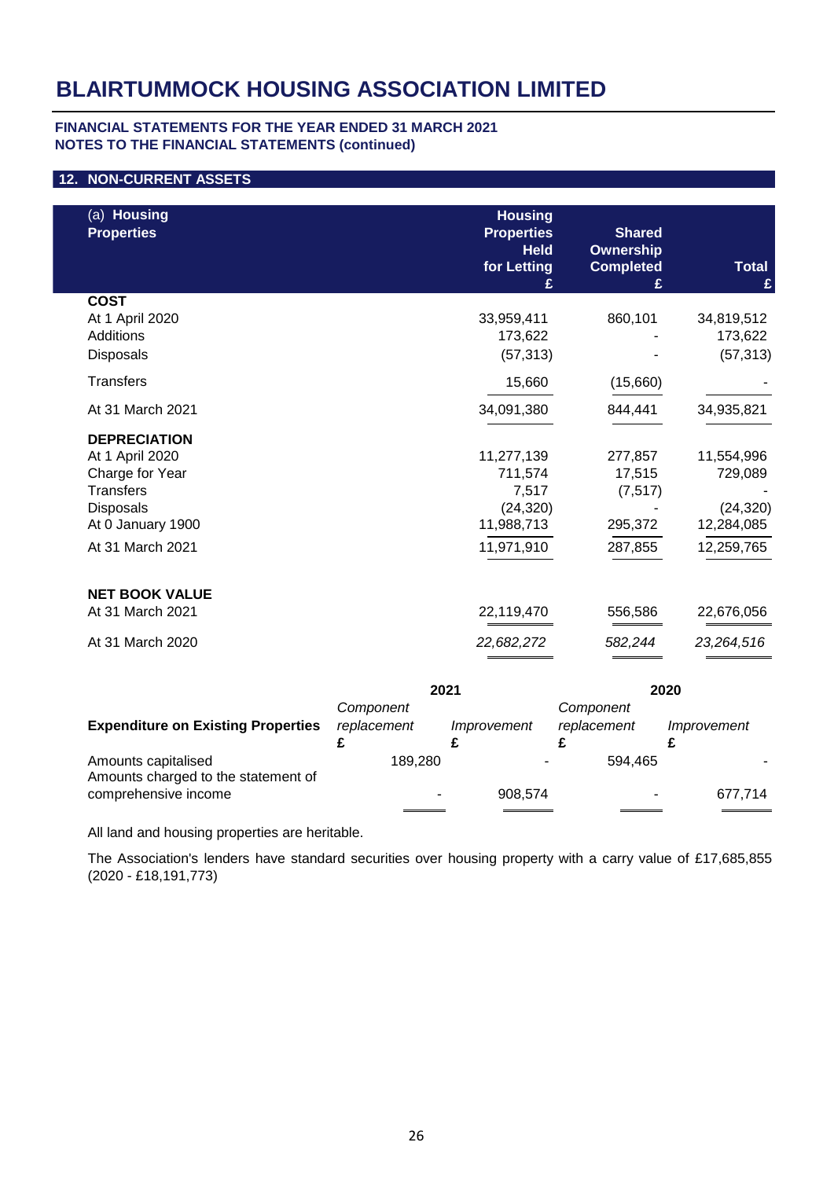# BLAIRTUMMOCK HOUSING ASSOCIATION LIMITED

**FINANCIAL STATEMENTS FOR THE YEAR ENDED 31 MARCH 2021**
**NOTES TO THE FINANCIAL STATEMENTS (continued)**

## 12. NON-CURRENT ASSETS

| (a) **Housing Properties** | **Housing Properties Held for Letting £** | **Shared Ownership Completed £** | **Total £** |
|---|---|---|---|
| **COST** | | | |
| At 1 April 2020 | 33,959,411 | 860,101 | 34,819,512 |
| Additions | 173,622 | - | 173,622 |
| Disposals | (57,313) | - | (57,313) |
| Transfers | 15,660 | (15,660) | - |
| At 31 March 2021 | 34,091,380 | 844,441 | 34,935,821 |
| **DEPRECIATION** | | | |
| At 1 April 2020 | 11,277,139 | 277,857 | 11,554,996 |
| Charge for Year | 711,574 | 17,515 | 729,089 |
| Transfers | 7,517 | (7,517) | - |
| Disposals | (24,320) | - | (24,320) |
| At 0 January 1900 | 11,988,713 | 295,372 | 12,284,085 |
| At 31 March 2021 | 11,971,910 | 287,855 | 12,259,765 |
| **NET BOOK VALUE** | | | |
| At 31 March 2021 | 22,119,470 | 556,586 | 22,676,056 |
| At 31 March 2020 | *22,682,272* | *582,244* | *23,264,516* |

| | **2021** | | **2020** | |
|---|---|---|---|---|
| **Expenditure on Existing Properties** | *Component replacement* £ | *Improvement* £ | *Component replacement* £ | *Improvement* £ |
| Amounts capitalised | 189,280 | - | 594,465 | - |
| Amounts charged to the statement of comprehensive income | - | 908,574 | - | 677,714 |

All land and housing properties are heritable.

The Association's lenders have standard securities over housing property with a carry value of £17,685,855 (2020 - £18,191,773)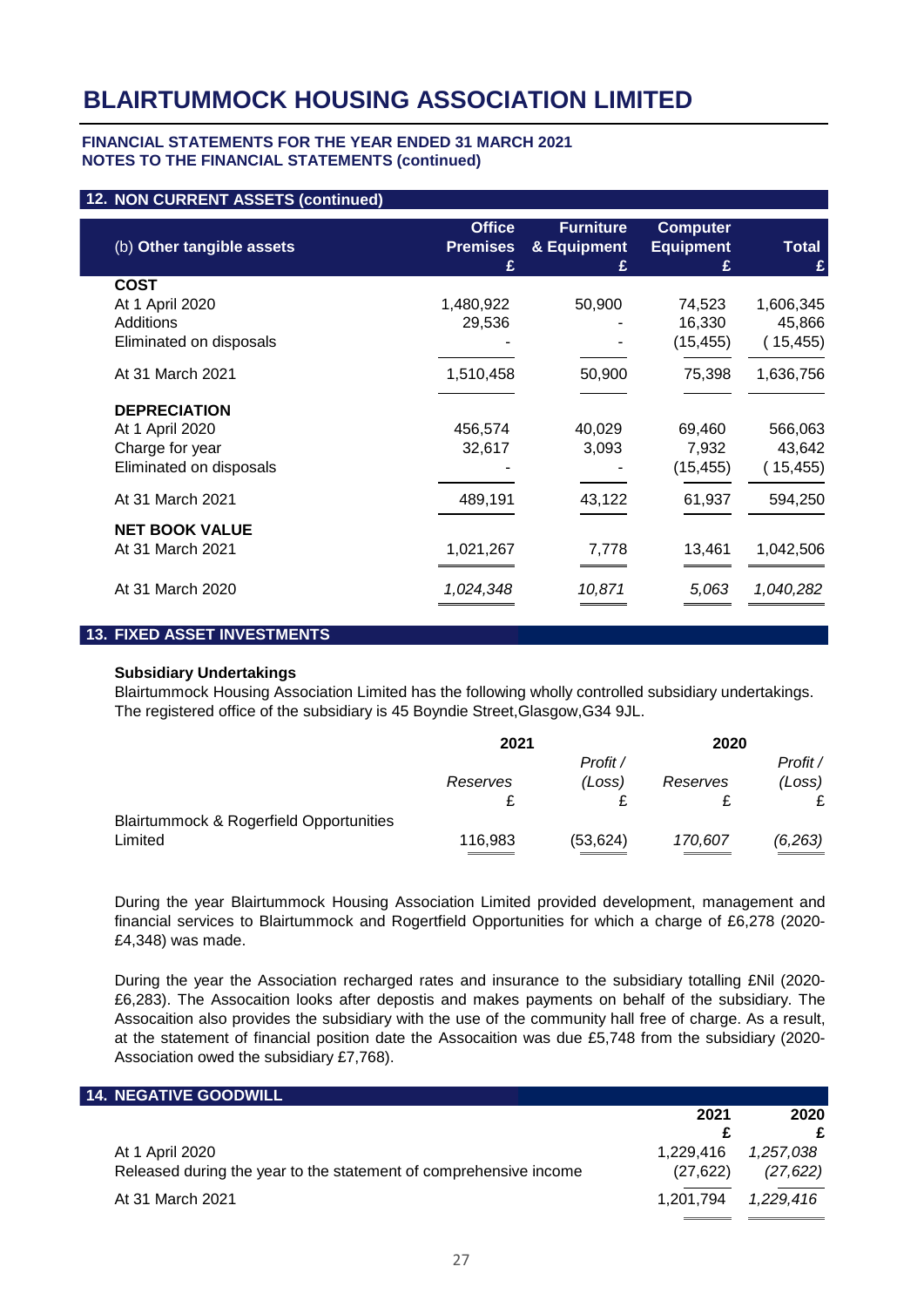# BLAIRTUMMOCK HOUSING ASSOCIATION LIMITED

**FINANCIAL STATEMENTS FOR THE YEAR ENDED 31 MARCH 2021**
**NOTES TO THE FINANCIAL STATEMENTS (continued)**

## 12. NON CURRENT ASSETS (continued)

| (b) **Other tangible assets** | **Office Premises £** | **Furniture & Equipment £** | **Computer Equipment £** | **Total £** |
|---|---|---|---|---|
| **COST** | | | | |
| At 1 April 2020 | 1,480,922 | 50,900 | 74,523 | 1,606,345 |
| Additions | 29,536 | - | 16,330 | 45,866 |
| Eliminated on disposals | - | - | (15,455) | ( 15,455) |
| At 31 March 2021 | 1,510,458 | 50,900 | 75,398 | 1,636,756 |
| **DEPRECIATION** | | | | |
| At 1 April 2020 | 456,574 | 40,029 | 69,460 | 566,063 |
| Charge for year | 32,617 | 3,093 | 7,932 | 43,642 |
| Eliminated on disposals | - | - | (15,455) | ( 15,455) |
| At 31 March 2021 | 489,191 | 43,122 | 61,937 | 594,250 |
| **NET BOOK VALUE** | | | | |
| At 31 March 2021 | 1,021,267 | 7,778 | 13,461 | 1,042,506 |
| At 31 March 2020 | *1,024,348* | *10,871* | *5,063* | *1,040,282* |

## 13. FIXED ASSET INVESTMENTS

**Subsidiary Undertakings**

Blairtummock Housing Association Limited has the following wholly controlled subsidiary undertakings. The registered office of the subsidiary is 45 Boyndie Street,Glasgow,G34 9JL.

| | **2021** | | **2020** | |
|---|---|---|---|---|
| | *Reserves* £ | *Profit / (Loss)* £ | *Reserves* £ | *Profit / (Loss)* £ |
| Blairtummock & Rogerfield Opportunities Limited | 116,983 | (53,624) | *170,607* | *(6,263)* |

During the year Blairtummock Housing Association Limited provided development, management and financial services to Blairtummock and Rogertfield Opportunities for which a charge of £6,278 (2020- £4,348) was made.

During the year the Association recharged rates and insurance to the subsidiary totalling £Nil (2020- £6,283). The Assocaition looks after depostis and makes payments on behalf of the subsidiary. The Assocaition also provides the subsidiary with the use of the community hall free of charge. As a result, at the statement of financial position date the Assocaition was due £5,748 from the subsidiary (2020- Association owed the subsidiary £7,768).

## 14. NEGATIVE GOODWILL

| | **2021 £** | **2020 £** |
|---|---|---|
| At 1 April 2020 | 1,229,416 | *1,257,038* |
| Released during the year to the statement of comprehensive income | (27,622) | *(27,622)* |
| At 31 March 2021 | 1,201,794 | *1,229,416* |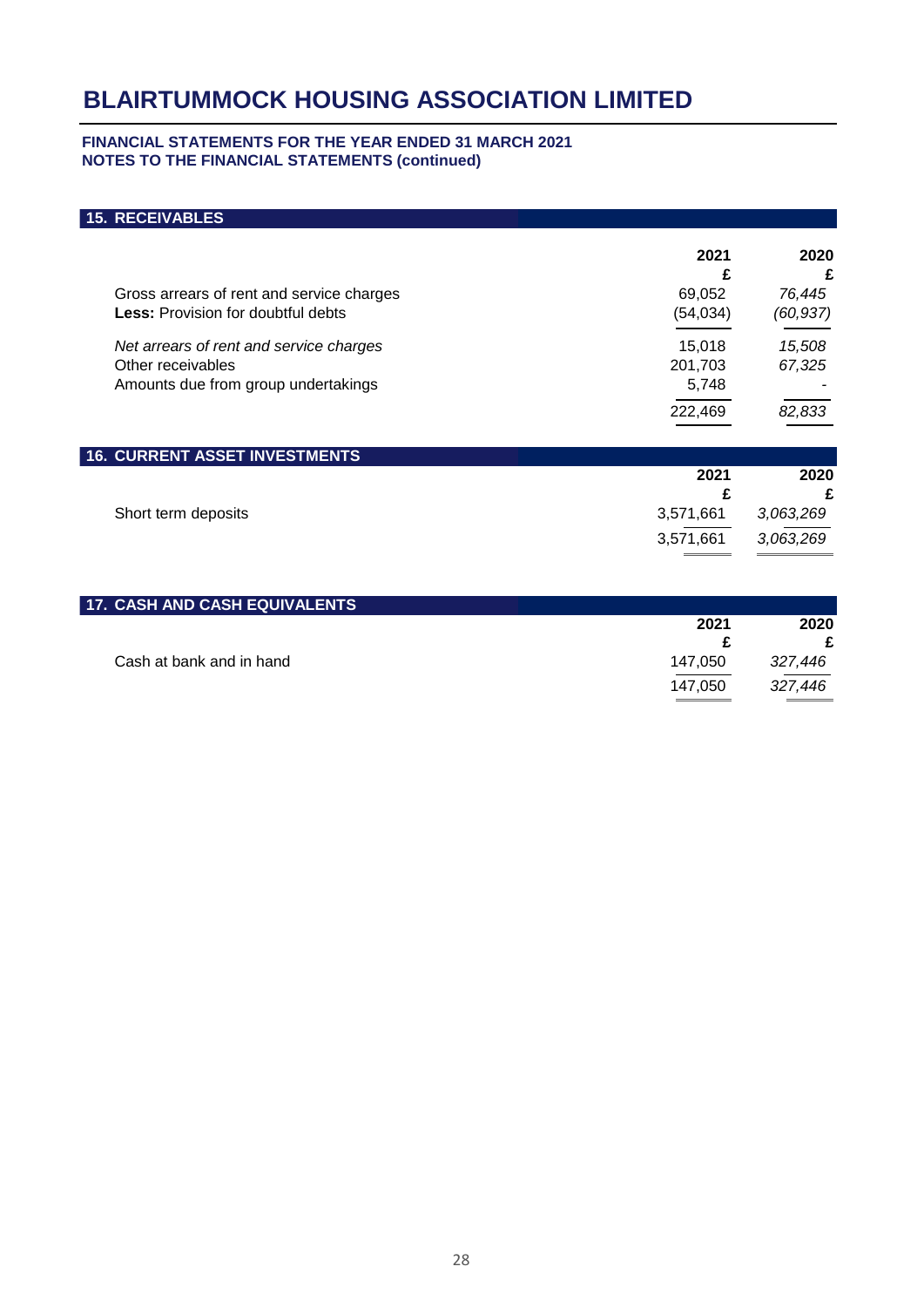# BLAIRTUMMOCK HOUSING ASSOCIATION LIMITED

**FINANCIAL STATEMENTS FOR THE YEAR ENDED 31 MARCH 2021**
**NOTES TO THE FINANCIAL STATEMENTS (continued)**

## 15. RECEIVABLES

| | 2021 | 2020 |
|---|---|---|
| | £ | £ |
| Gross arrears of rent and service charges | 69,052 | *76,445* |
| **Less:** Provision for doubtful debts | (54,034) | *(60,937)* |
| *Net arrears of rent and service charges* | 15,018 | *15,508* |
| Other receivables | 201,703 | *67,325* |
| Amounts due from group undertakings | 5,748 | *-* |
| | 222,469 | *82,833* |

## 16. CURRENT ASSET INVESTMENTS

| | 2021 | 2020 |
|---|---|---|
| | £ | £ |
| Short term deposits | 3,571,661 | *3,063,269* |
| | 3,571,661 | *3,063,269* |

## 17. CASH AND CASH EQUIVALENTS

| | 2021 | 2020 |
|---|---|---|
| | £ | £ |
| Cash at bank and in hand | 147,050 | *327,446* |
| | 147,050 | *327,446* |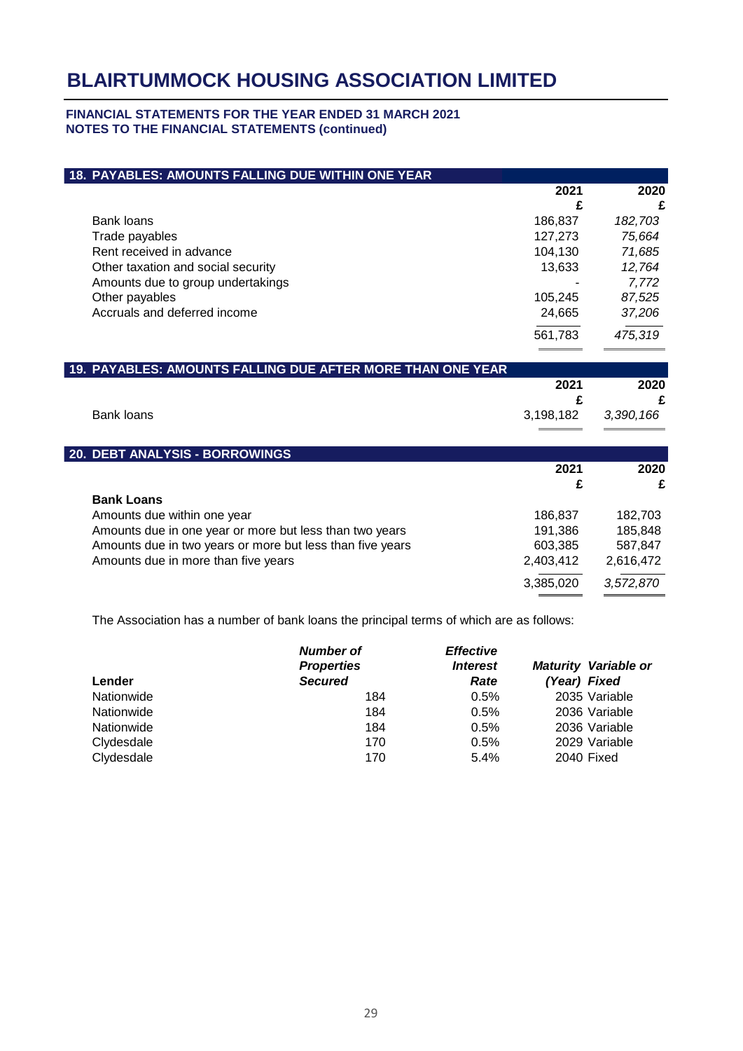# BLAIRTUMMOCK HOUSING ASSOCIATION LIMITED

**FINANCIAL STATEMENTS FOR THE YEAR ENDED 31 MARCH 2021**
**NOTES TO THE FINANCIAL STATEMENTS (continued)**

## 18. PAYABLES: AMOUNTS FALLING DUE WITHIN ONE YEAR

| | 2021 | 2020 |
|---|---|---|
| | £ | £ |
| Bank loans | 186,837 | *182,703* |
| Trade payables | 127,273 | *75,664* |
| Rent received in advance | 104,130 | *71,685* |
| Other taxation and social security | 13,633 | *12,764* |
| Amounts due to group undertakings | - | *7,772* |
| Other payables | 105,245 | *87,525* |
| Accruals and deferred income | 24,665 | *37,206* |
| | 561,783 | *475,319* |

## 19. PAYABLES: AMOUNTS FALLING DUE AFTER MORE THAN ONE YEAR

| | 2021 | 2020 |
|---|---|---|
| | £ | £ |
| Bank loans | 3,198,182 | *3,390,166* |

## 20. DEBT ANALYSIS - BORROWINGS

| | 2021 | 2020 |
|---|---|---|
| | £ | £ |
| **Bank Loans** | | |
| Amounts due within one year | 186,837 | 182,703 |
| Amounts due in one year or more but less than two years | 191,386 | 185,848 |
| Amounts due in two years or more but less than five years | 603,385 | 587,847 |
| Amounts due in more than five years | 2,403,412 | 2,616,472 |
| | 3,385,020 | *3,572,870* |

The Association has a number of bank loans the principal terms of which are as follows:

| **Lender** | ***Number of Properties Secured*** | ***Effective Interest Rate*** | ***Maturity (Year)*** | ***Variable or Fixed*** |
|---|---|---|---|---|
| Nationwide | 184 | 0.5% | 2035 | Variable |
| Nationwide | 184 | 0.5% | 2036 | Variable |
| Nationwide | 184 | 0.5% | 2036 | Variable |
| Clydesdale | 170 | 0.5% | 2029 | Variable |
| Clydesdale | 170 | 5.4% | 2040 | Fixed |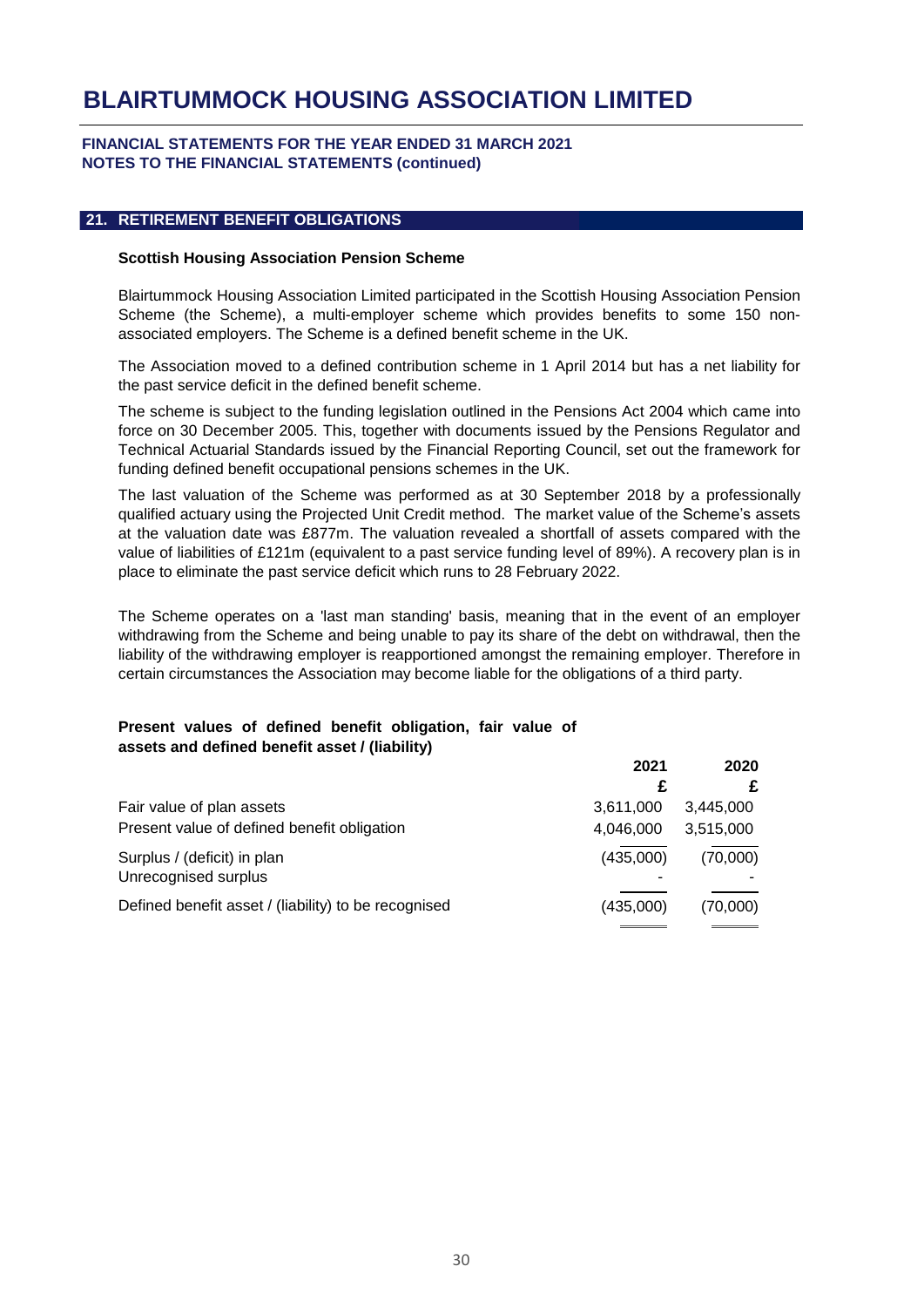# BLAIRTUMMOCK HOUSING ASSOCIATION LIMITED

**FINANCIAL STATEMENTS FOR THE YEAR ENDED 31 MARCH 2021**
**NOTES TO THE FINANCIAL STATEMENTS (continued)**

## 21. RETIREMENT BENEFIT OBLIGATIONS

**Scottish Housing Association Pension Scheme**

Blairtummock Housing Association Limited participated in the Scottish Housing Association Pension Scheme (the Scheme), a multi-employer scheme which provides benefits to some 150 non-associated employers. The Scheme is a defined benefit scheme in the UK.

The Association moved to a defined contribution scheme in 1 April 2014 but has a net liability for the past service deficit in the defined benefit scheme.

The scheme is subject to the funding legislation outlined in the Pensions Act 2004 which came into force on 30 December 2005. This, together with documents issued by the Pensions Regulator and Technical Actuarial Standards issued by the Financial Reporting Council, set out the framework for funding defined benefit occupational pensions schemes in the UK.

The last valuation of the Scheme was performed as at 30 September 2018 by a professionally qualified actuary using the Projected Unit Credit method. The market value of the Scheme's assets at the valuation date was £877m. The valuation revealed a shortfall of assets compared with the value of liabilities of £121m (equivalent to a past service funding level of 89%). A recovery plan is in place to eliminate the past service deficit which runs to 28 February 2022.

The Scheme operates on a 'last man standing' basis, meaning that in the event of an employer withdrawing from the Scheme and being unable to pay its share of the debt on withdrawal, then the liability of the withdrawing employer is reapportioned amongst the remaining employer. Therefore in certain circumstances the Association may become liable for the obligations of a third party.

**Present values of defined benefit obligation, fair value of assets and defined benefit asset / (liability)**

| | 2021 | 2020 |
|---|---|---|
| | £ | £ |
| Fair value of plan assets | 3,611,000 | 3,445,000 |
| Present value of defined benefit obligation | 4,046,000 | 3,515,000 |
| Surplus / (deficit) in plan | (435,000) | (70,000) |
| Unrecognised surplus | - | - |
| Defined benefit asset / (liability) to be recognised | (435,000) | (70,000) |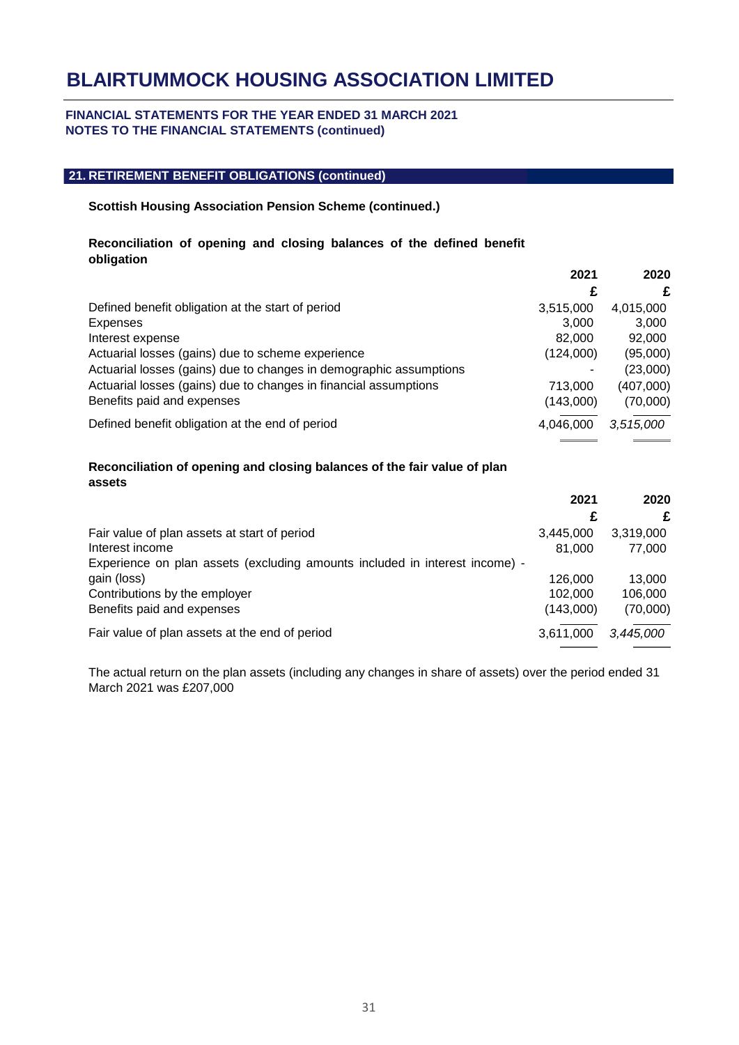# BLAIRTUMMOCK HOUSING ASSOCIATION LIMITED

**FINANCIAL STATEMENTS FOR THE YEAR ENDED 31 MARCH 2021**
**NOTES TO THE FINANCIAL STATEMENTS (continued)**

## 21. RETIREMENT BENEFIT OBLIGATIONS (continued)

**Scottish Housing Association Pension Scheme (continued.)**

**Reconciliation of opening and closing balances of the defined benefit obligation**

| | 2021 | 2020 |
|---|---|---|
| | £ | £ |
| Defined benefit obligation at the start of period | 3,515,000 | 4,015,000 |
| Expenses | 3,000 | 3,000 |
| Interest expense | 82,000 | 92,000 |
| Actuarial losses (gains) due to scheme experience | (124,000) | (95,000) |
| Actuarial losses (gains) due to changes in demographic assumptions | - | (23,000) |
| Actuarial losses (gains) due to changes in financial assumptions | 713,000 | (407,000) |
| Benefits paid and expenses | (143,000) | (70,000) |
| Defined benefit obligation at the end of period | 4,046,000 | *3,515,000* |

**Reconciliation of opening and closing balances of the fair value of plan assets**

| | 2021 | 2020 |
|---|---|---|
| | £ | £ |
| Fair value of plan assets at start of period | 3,445,000 | 3,319,000 |
| Interest income | 81,000 | 77,000 |
| Experience on plan assets (excluding amounts included in interest income) - gain (loss) | 126,000 | 13,000 |
| Contributions by the employer | 102,000 | 106,000 |
| Benefits paid and expenses | (143,000) | (70,000) |
| Fair value of plan assets at the end of period | 3,611,000 | *3,445,000* |

The actual return on the plan assets (including any changes in share of assets) over the period ended 31 March 2021 was £207,000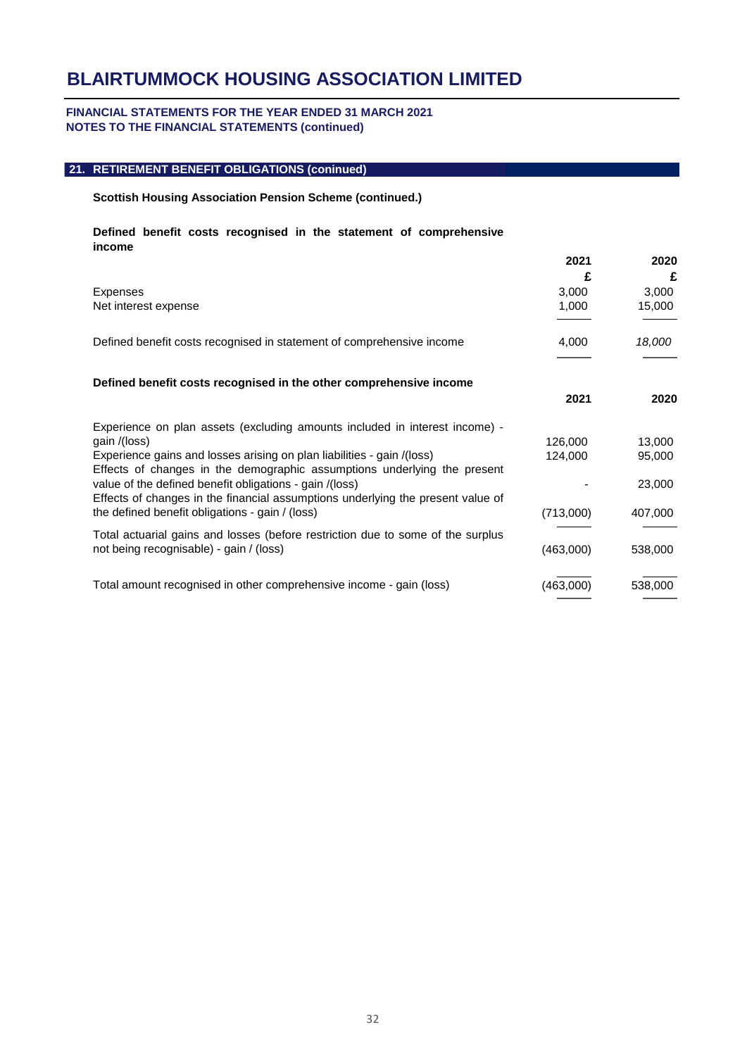# BLAIRTUMMOCK HOUSING ASSOCIATION LIMITED

**FINANCIAL STATEMENTS FOR THE YEAR ENDED 31 MARCH 2021**
**NOTES TO THE FINANCIAL STATEMENTS (continued)**

## 21. RETIREMENT BENEFIT OBLIGATIONS (coninued)

**Scottish Housing Association Pension Scheme (continued.)**

**Defined benefit costs recognised in the statement of comprehensive income**

| | 2021 | 2020 |
|---|---|---|
| | £ | £ |
| Expenses | 3,000 | 3,000 |
| Net interest expense | 1,000 | 15,000 |
| Defined benefit costs recognised in statement of comprehensive income | 4,000 | *18,000* |

**Defined benefit costs recognised in the other comprehensive income**

| | 2021 | 2020 |
|---|---|---|
| Experience on plan assets (excluding amounts included in interest income) - gain /(loss) | 126,000 | 13,000 |
| Experience gains and losses arising on plan liabilities - gain /(loss) | 124,000 | 95,000 |
| Effects of changes in the demographic assumptions underlying the present value of the defined benefit obligations - gain /(loss) | - | 23,000 |
| Effects of changes in the financial assumptions underlying the present value of the defined benefit obligations - gain / (loss) | (713,000) | 407,000 |
| Total actuarial gains and losses (before restriction due to some of the surplus not being recognisable) - gain / (loss) | (463,000) | 538,000 |
| Total amount recognised in other comprehensive income - gain (loss) | (463,000) | 538,000 |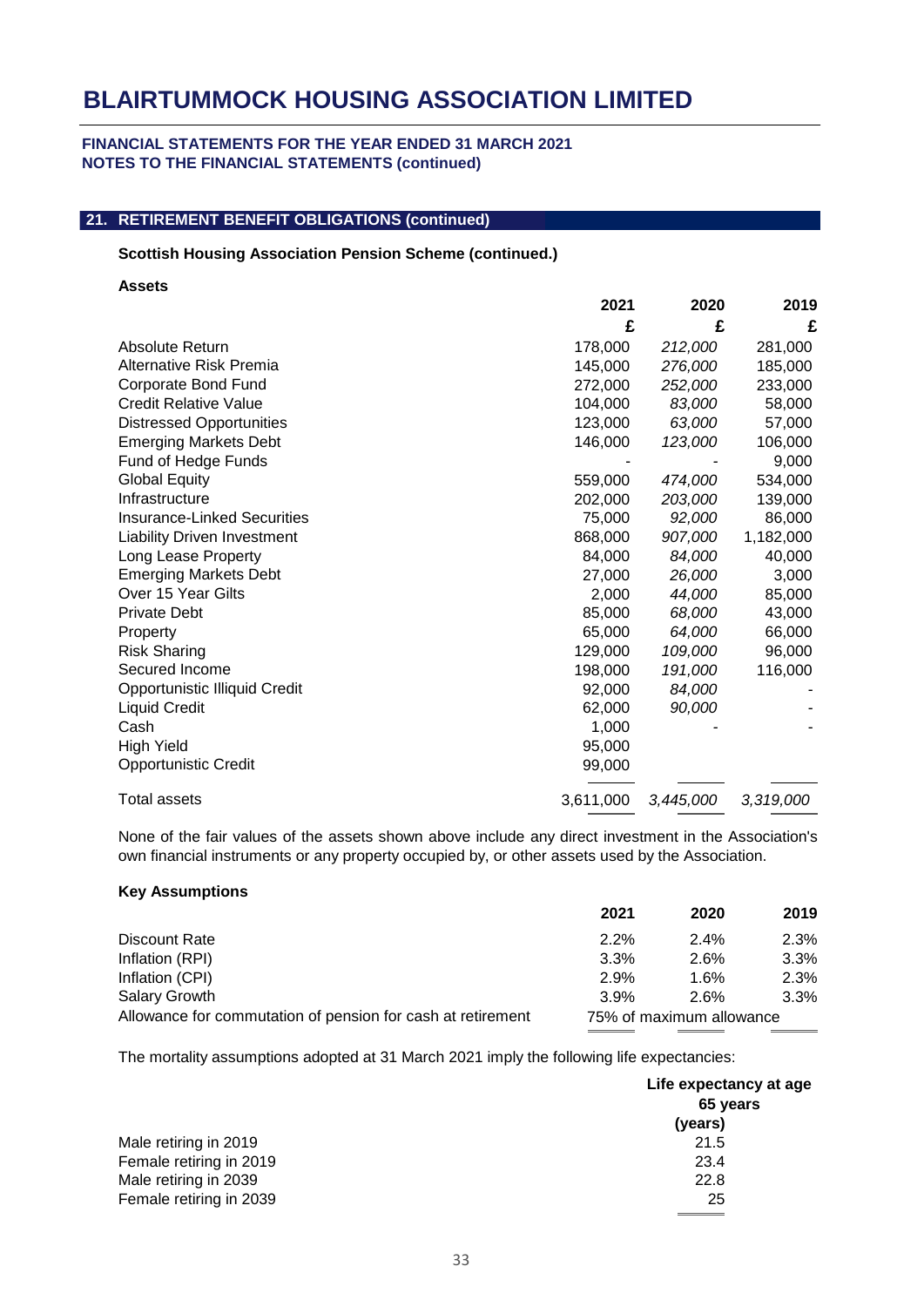# BLAIRTUMMOCK HOUSING ASSOCIATION LIMITED

**FINANCIAL STATEMENTS FOR THE YEAR ENDED 31 MARCH 2021**
**NOTES TO THE FINANCIAL STATEMENTS (continued)**

## 21. RETIREMENT BENEFIT OBLIGATIONS (continued)

**Scottish Housing Association Pension Scheme (continued.)**

**Assets**

| | 2021 | 2020 | 2019 |
|---|---|---|---|
| | £ | £ | £ |
| Absolute Return | 178,000 | *212,000* | 281,000 |
| Alternative Risk Premia | 145,000 | *276,000* | 185,000 |
| Corporate Bond Fund | 272,000 | *252,000* | 233,000 |
| Credit Relative Value | 104,000 | *83,000* | 58,000 |
| Distressed Opportunities | 123,000 | *63,000* | 57,000 |
| Emerging Markets Debt | 146,000 | *123,000* | 106,000 |
| Fund of Hedge Funds | - | - | 9,000 |
| Global Equity | 559,000 | *474,000* | 534,000 |
| Infrastructure | 202,000 | *203,000* | 139,000 |
| Insurance-Linked Securities | 75,000 | *92,000* | 86,000 |
| Liability Driven Investment | 868,000 | *907,000* | 1,182,000 |
| Long Lease Property | 84,000 | *84,000* | 40,000 |
| Emerging Markets Debt | 27,000 | *26,000* | 3,000 |
| Over 15 Year Gilts | 2,000 | *44,000* | 85,000 |
| Private Debt | 85,000 | *68,000* | 43,000 |
| Property | 65,000 | *64,000* | 66,000 |
| Risk Sharing | 129,000 | *109,000* | 96,000 |
| Secured Income | 198,000 | *191,000* | 116,000 |
| Opportunistic Illiquid Credit | 92,000 | *84,000* | - |
| Liquid Credit | 62,000 | *90,000* | - |
| Cash | 1,000 | - | - |
| High Yield | 95,000 | | |
| Opportunistic Credit | 99,000 | | |
| Total assets | 3,611,000 | *3,445,000* | *3,319,000* |

None of the fair values of the assets shown above include any direct investment in the Association's own financial instruments or any property occupied by, or other assets used by the Association.

**Key Assumptions**

| | 2021 | 2020 | 2019 |
|---|---|---|---|
| Discount Rate | 2.2% | 2.4% | 2.3% |
| Inflation (RPI) | 3.3% | 2.6% | 3.3% |
| Inflation (CPI) | 2.9% | 1.6% | 2.3% |
| Salary Growth | 3.9% | 2.6% | 3.3% |
| Allowance for commutation of pension for cash at retirement | 75% of maximum allowance | | |

The mortality assumptions adopted at 31 March 2021 imply the following life expectancies:

| | Life expectancy at age 65 years (years) |
|---|---|
| Male retiring in 2019 | 21.5 |
| Female retiring in 2019 | 23.4 |
| Male retiring in 2039 | 22.8 |
| Female retiring in 2039 | 25 |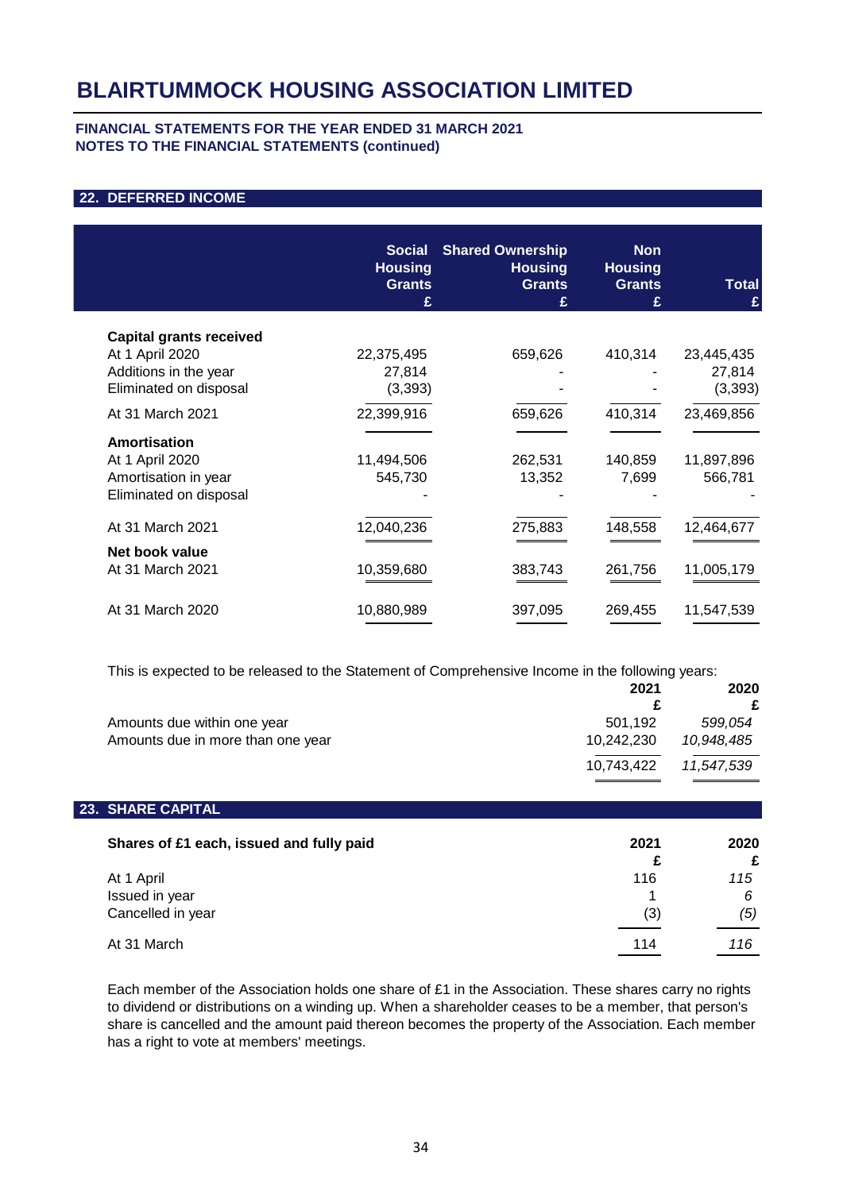# BLAIRTUMMOCK HOUSING ASSOCIATION LIMITED

**FINANCIAL STATEMENTS FOR THE YEAR ENDED 31 MARCH 2021**
**NOTES TO THE FINANCIAL STATEMENTS (continued)**

## 22. DEFERRED INCOME

| | Social Housing Grants £ | Shared Ownership Housing Grants £ | Non Housing Grants £ | Total £ |
|---|---|---|---|---|
| **Capital grants received** | | | | |
| At 1 April 2020 | 22,375,495 | 659,626 | 410,314 | 23,445,435 |
| Additions in the year | 27,814 | - | - | 27,814 |
| Eliminated on disposal | (3,393) | - | - | (3,393) |
| At 31 March 2021 | 22,399,916 | 659,626 | 410,314 | 23,469,856 |
| **Amortisation** | | | | |
| At 1 April 2020 | 11,494,506 | 262,531 | 140,859 | 11,897,896 |
| Amortisation in year | 545,730 | 13,352 | 7,699 | 566,781 |
| Eliminated on disposal | - | - | - | - |
| At 31 March 2021 | 12,040,236 | 275,883 | 148,558 | 12,464,677 |
| **Net book value** | | | | |
| At 31 March 2021 | 10,359,680 | 383,743 | 261,756 | 11,005,179 |
| At 31 March 2020 | 10,880,989 | 397,095 | 269,455 | 11,547,539 |

This is expected to be released to the Statement of Comprehensive Income in the following years:

| | 2021 £ | 2020 £ |
|---|---|---|
| Amounts due within one year | 501,192 | *599,054* |
| Amounts due in more than one year | 10,242,230 | *10,948,485* |
| | 10,743,422 | *11,547,539* |

## 23. SHARE CAPITAL

| **Shares of £1 each, issued and fully paid** | 2021 £ | 2020 £ |
|---|---|---|
| At 1 April | 116 | *115* |
| Issued in year | 1 | *6* |
| Cancelled in year | (3) | *(5)* |
| At 31 March | 114 | *116* |

Each member of the Association holds one share of £1 in the Association. These shares carry no rights to dividend or distributions on a winding up. When a shareholder ceases to be a member, that person's share is cancelled and the amount paid thereon becomes the property of the Association. Each member has a right to vote at members' meetings.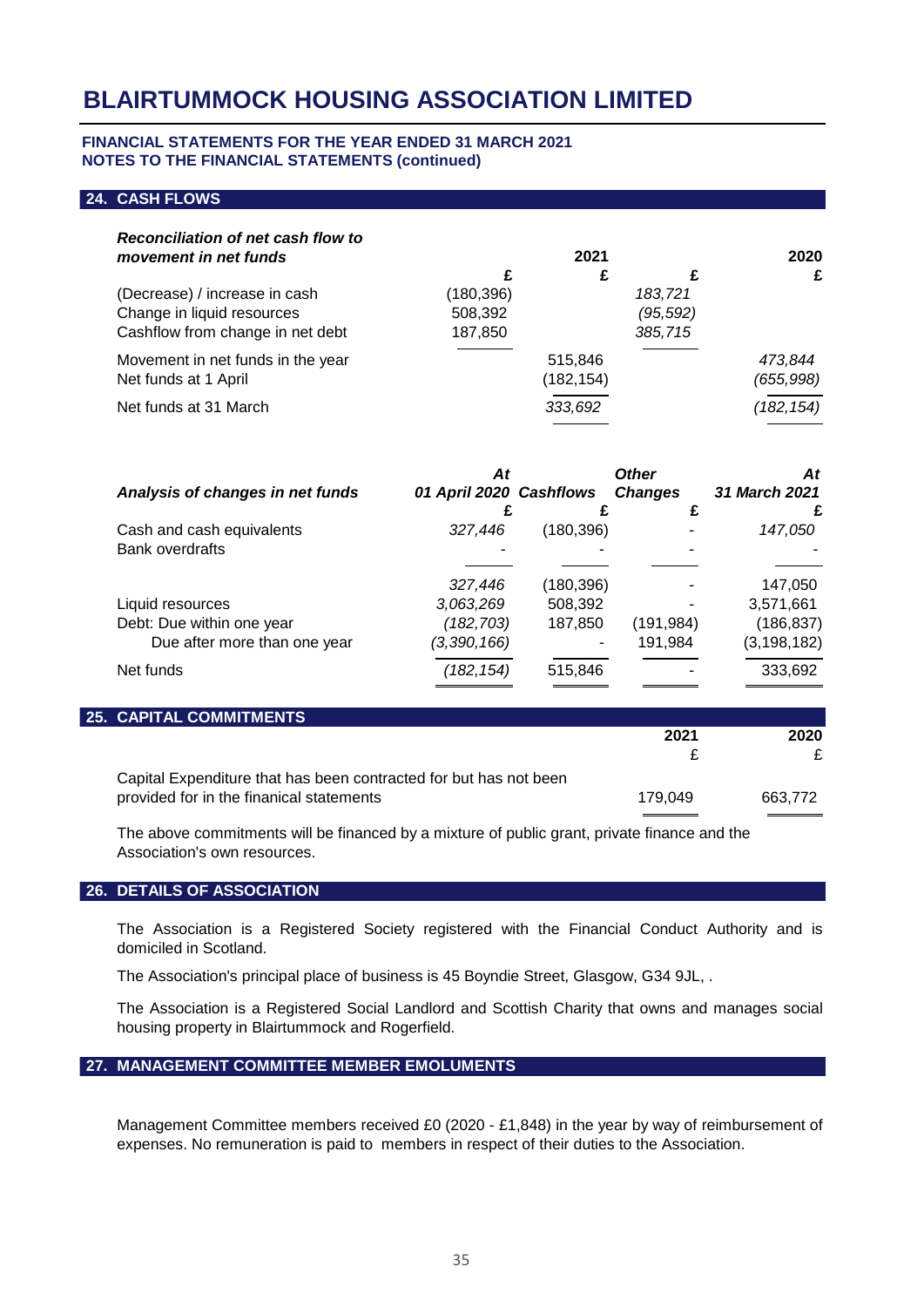# BLAIRTUMMOCK HOUSING ASSOCIATION LIMITED

**FINANCIAL STATEMENTS FOR THE YEAR ENDED 31 MARCH 2021**
**NOTES TO THE FINANCIAL STATEMENTS (continued)**

## 24. CASH FLOWS

| ***Reconciliation of net cash flow to movement in net funds*** | | **2021** | | **2020** |
|---|---|---|---|---|
| | **£** | **£** | **£** | **£** |
| (Decrease) / increase in cash | (180,396) | | *183,721* | |
| Change in liquid resources | 508,392 | | *(95,592)* | |
| Cashflow from change in net debt | 187,850 | | *385,715* | |
| Movement in net funds in the year | | 515,846 | | *473,844* |
| Net funds at 1 April | | (182,154) | | *(655,998)* |
| Net funds at 31 March | | *333,692* | | *(182,154)* |

| ***Analysis of changes in net funds*** | ***At 01 April 2020*** | ***Cashflows*** | ***Other Changes*** | ***At 31 March 2021*** |
|---|---|---|---|---|
| | **£** | **£** | **£** | **£** |
| Cash and cash equivalents | *327,446* | (180,396) | - | *147,050* |
| Bank overdrafts | - | - | - | - |
| | *327,446* | (180,396) | - | 147,050 |
| Liquid resources | *3,063,269* | 508,392 | - | 3,571,661 |
| Debt: Due within one year | *(182,703)* | 187,850 | (191,984) | (186,837) |
| Due after more than one year | *(3,390,166)* | - | 191,984 | (3,198,182) |
| Net funds | *(182,154)* | 515,846 | - | 333,692 |

## 25. CAPITAL COMMITMENTS

| | **2021** | **2020** |
|---|---|---|
| | £ | £ |
| Capital Expenditure that has been contracted for but has not been provided for in the finanical statements | 179,049 | 663,772 |

The above commitments will be financed by a mixture of public grant, private finance and the Association's own resources.

## 26. DETAILS OF ASSOCIATION

The Association is a Registered Society registered with the Financial Conduct Authority and is domiciled in Scotland.

The Association's principal place of business is 45 Boyndie Street, Glasgow, G34 9JL, .

The Association is a Registered Social Landlord and Scottish Charity that owns and manages social housing property in Blairtummock and Rogerfield.

## 27. MANAGEMENT COMMITTEE MEMBER EMOLUMENTS

Management Committee members received £0 (2020 - £1,848) in the year by way of reimbursement of expenses. No remuneration is paid to members in respect of their duties to the Association.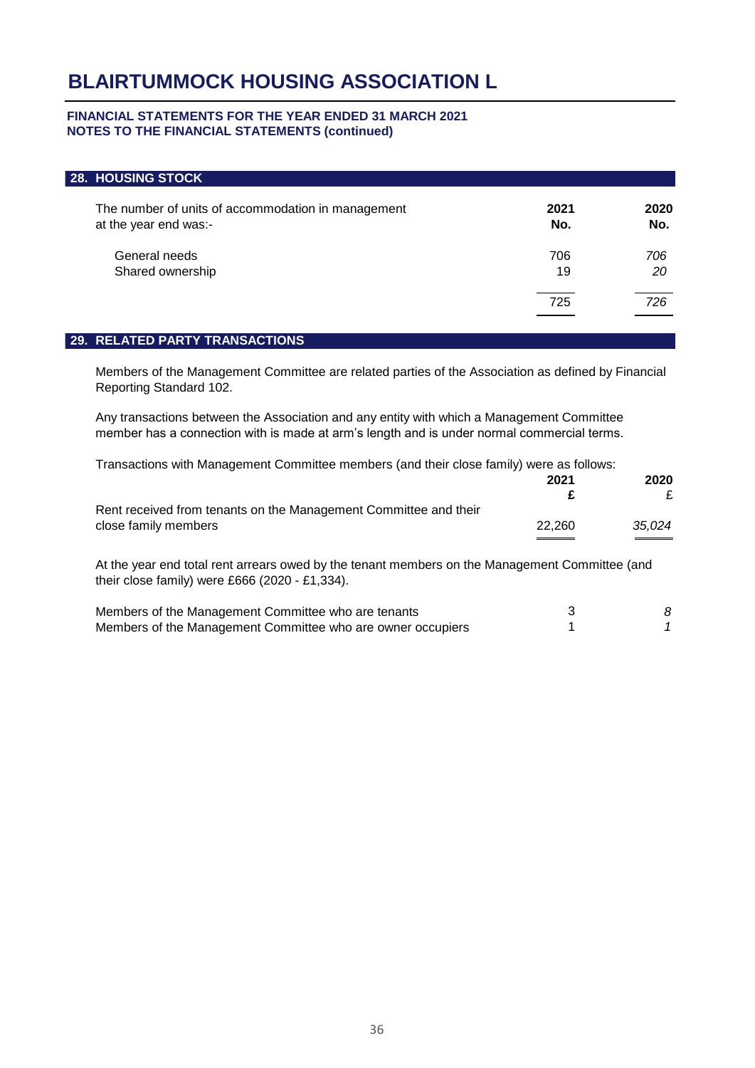# BLAIRTUMMOCK HOUSING ASSOCIATION L

**FINANCIAL STATEMENTS FOR THE YEAR ENDED 31 MARCH 2021**
**NOTES TO THE FINANCIAL STATEMENTS (continued)**

## 28. HOUSING STOCK

| The number of units of accommodation in management at the year end was:- | **2021 No.** | **2020 No.** |
|---|---|---|
| General needs | 706 | *706* |
| Shared ownership | 19 | *20* |
| | 725 | *726* |

## 29. RELATED PARTY TRANSACTIONS

Members of the Management Committee are related parties of the Association as defined by Financial Reporting Standard 102.

Any transactions between the Association and any entity with which a Management Committee member has a connection with is made at arm's length and is under normal commercial terms.

Transactions with Management Committee members (and their close family) were as follows:

| | **2021 £** | **2020 £** |
|---|---|---|
| Rent received from tenants on the Management Committee and their close family members | 22,260 | *35,024* |

At the year end total rent arrears owed by the tenant members on the Management Committee (and their close family) were £666 (2020 - £1,334).

| | | |
|---|---|---|
| Members of the Management Committee who are tenants | 3 | *8* |
| Members of the Management Committee who are owner occupiers | 1 | *1* |